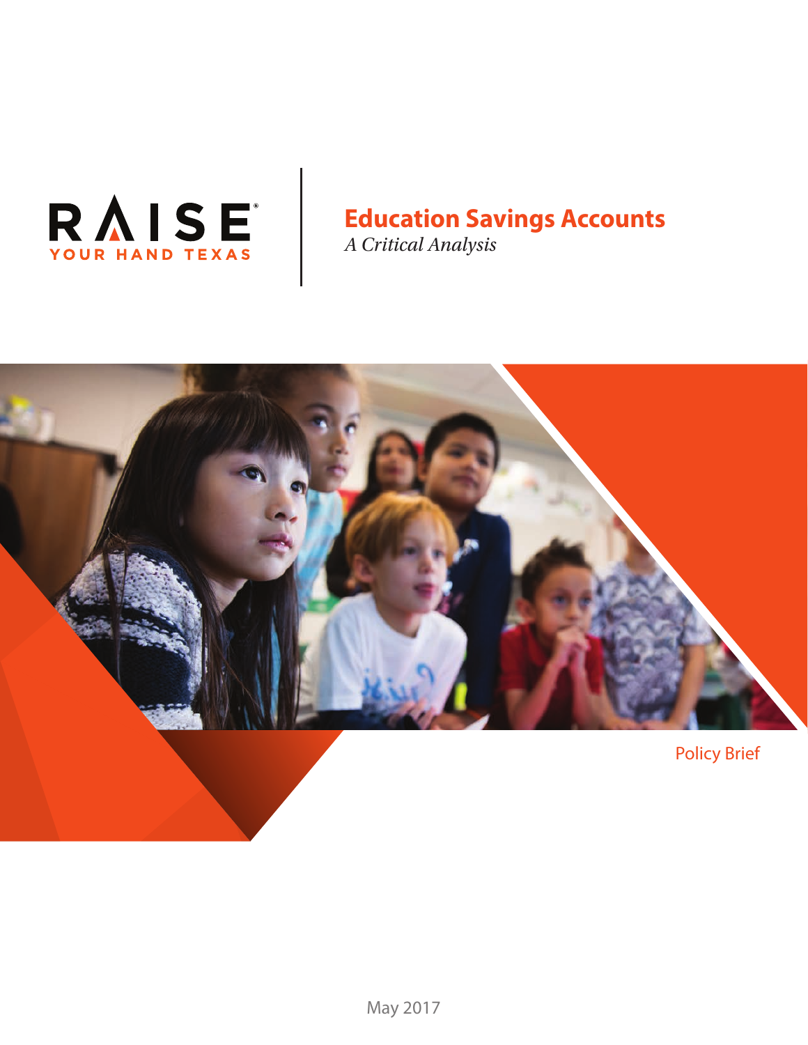RAISE
YOUR HAND TEXAS

# Education Savings Accounts

*A Critical Analysis*

Policy Brief

May 2017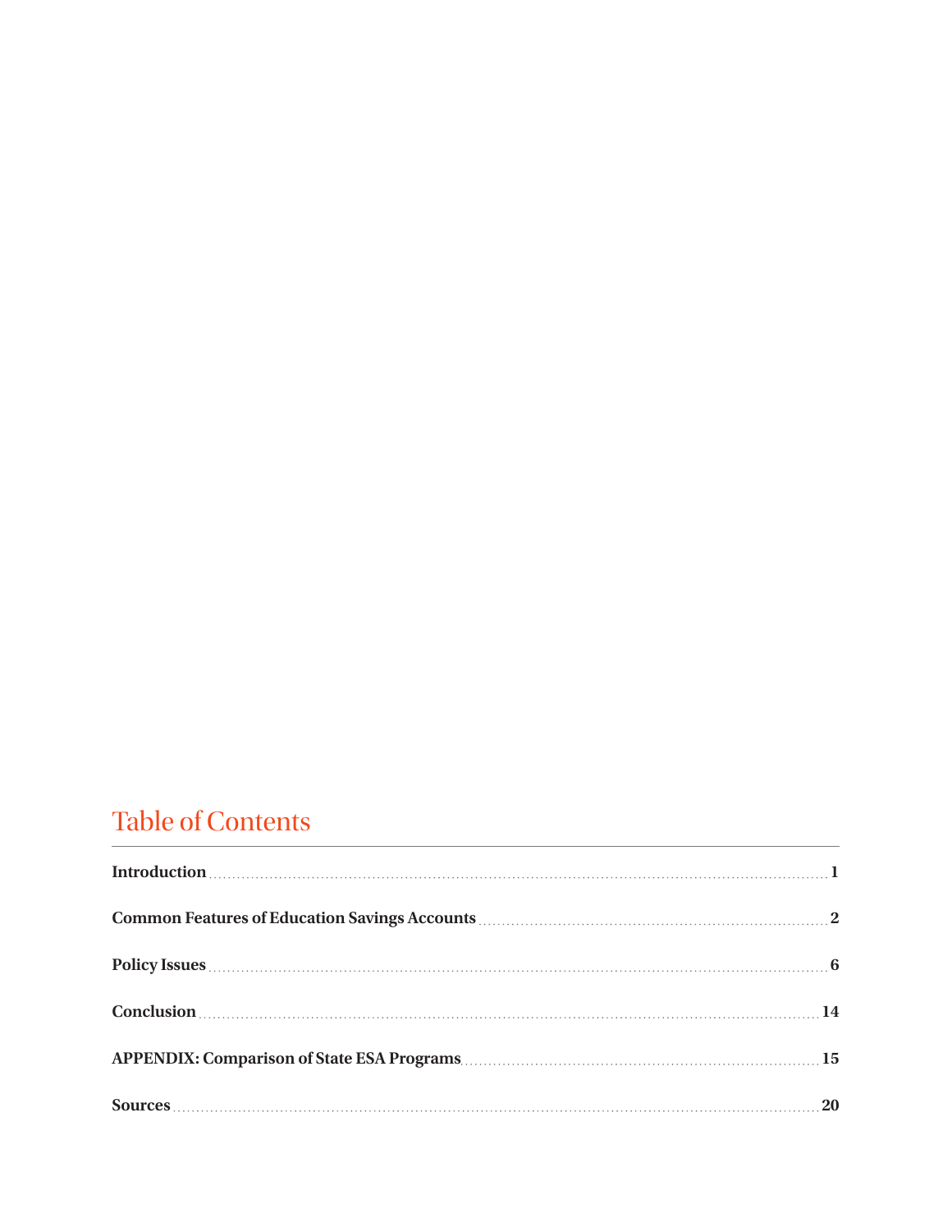## Table of Contents

| | |
|---|---|
| **Introduction** | **1** |
| **Common Features of Education Savings Accounts** | **2** |
| **Policy Issues** | **6** |
| **Conclusion** | **14** |
| **APPENDIX: Comparison of State ESA Programs** | **15** |
| **Sources** | **20** |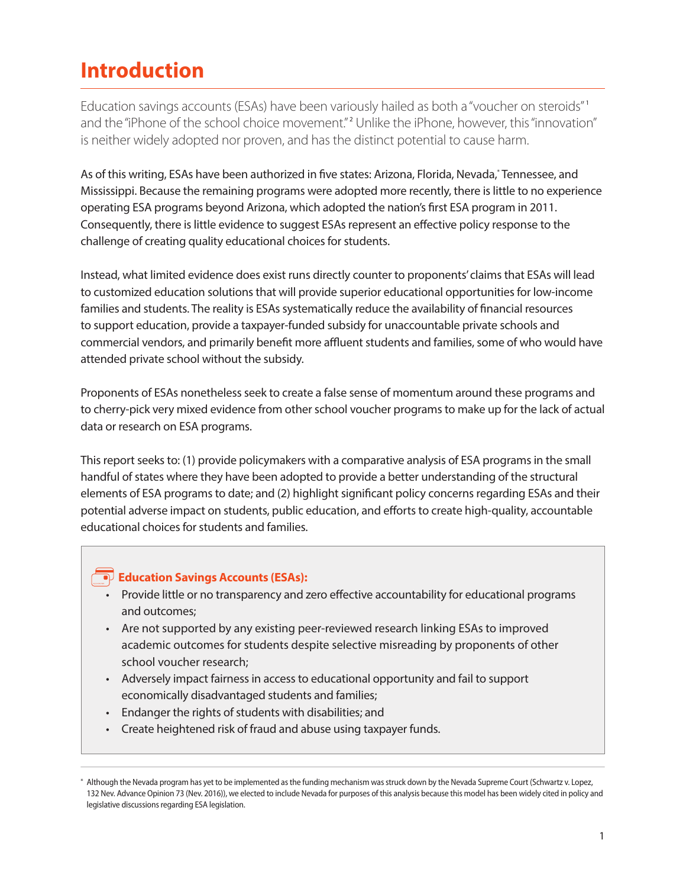# Introduction

Education savings accounts (ESAs) have been variously hailed as both a "voucher on steroids"[1] and the "iPhone of the school choice movement."[2] Unlike the iPhone, however, this "innovation" is neither widely adopted nor proven, and has the distinct potential to cause harm.

As of this writing, ESAs have been authorized in five states: Arizona, Florida, Nevada,[*] Tennessee, and Mississippi. Because the remaining programs were adopted more recently, there is little to no experience operating ESA programs beyond Arizona, which adopted the nation's first ESA program in 2011. Consequently, there is little evidence to suggest ESAs represent an effective policy response to the challenge of creating quality educational choices for students.

Instead, what limited evidence does exist runs directly counter to proponents' claims that ESAs will lead to customized education solutions that will provide superior educational opportunities for low-income families and students. The reality is ESAs systematically reduce the availability of financial resources to support education, provide a taxpayer-funded subsidy for unaccountable private schools and commercial vendors, and primarily benefit more affluent students and families, some of who would have attended private school without the subsidy.

Proponents of ESAs nonetheless seek to create a false sense of momentum around these programs and to cherry-pick very mixed evidence from other school voucher programs to make up for the lack of actual data or research on ESA programs.

This report seeks to: (1) provide policymakers with a comparative analysis of ESA programs in the small handful of states where they have been adopted to provide a better understanding of the structural elements of ESA programs to date; and (2) highlight significant policy concerns regarding ESAs and their potential adverse impact on students, public education, and efforts to create high-quality, accountable educational choices for students and families.

**Education Savings Accounts (ESAs):**

- Provide little or no transparency and zero effective accountability for educational programs and outcomes;
- Are not supported by any existing peer-reviewed research linking ESAs to improved academic outcomes for students despite selective misreading by proponents of other school voucher research;
- Adversely impact fairness in access to educational opportunity and fail to support economically disadvantaged students and families;
- Endanger the rights of students with disabilities; and
- Create heightened risk of fraud and abuse using taxpayer funds.

[*] Although the Nevada program has yet to be implemented as the funding mechanism was struck down by the Nevada Supreme Court (Schwartz v. Lopez, 132 Nev. Advance Opinion 73 (Nev. 2016)), we elected to include Nevada for purposes of this analysis because this model has been widely cited in policy and legislative discussions regarding ESA legislation.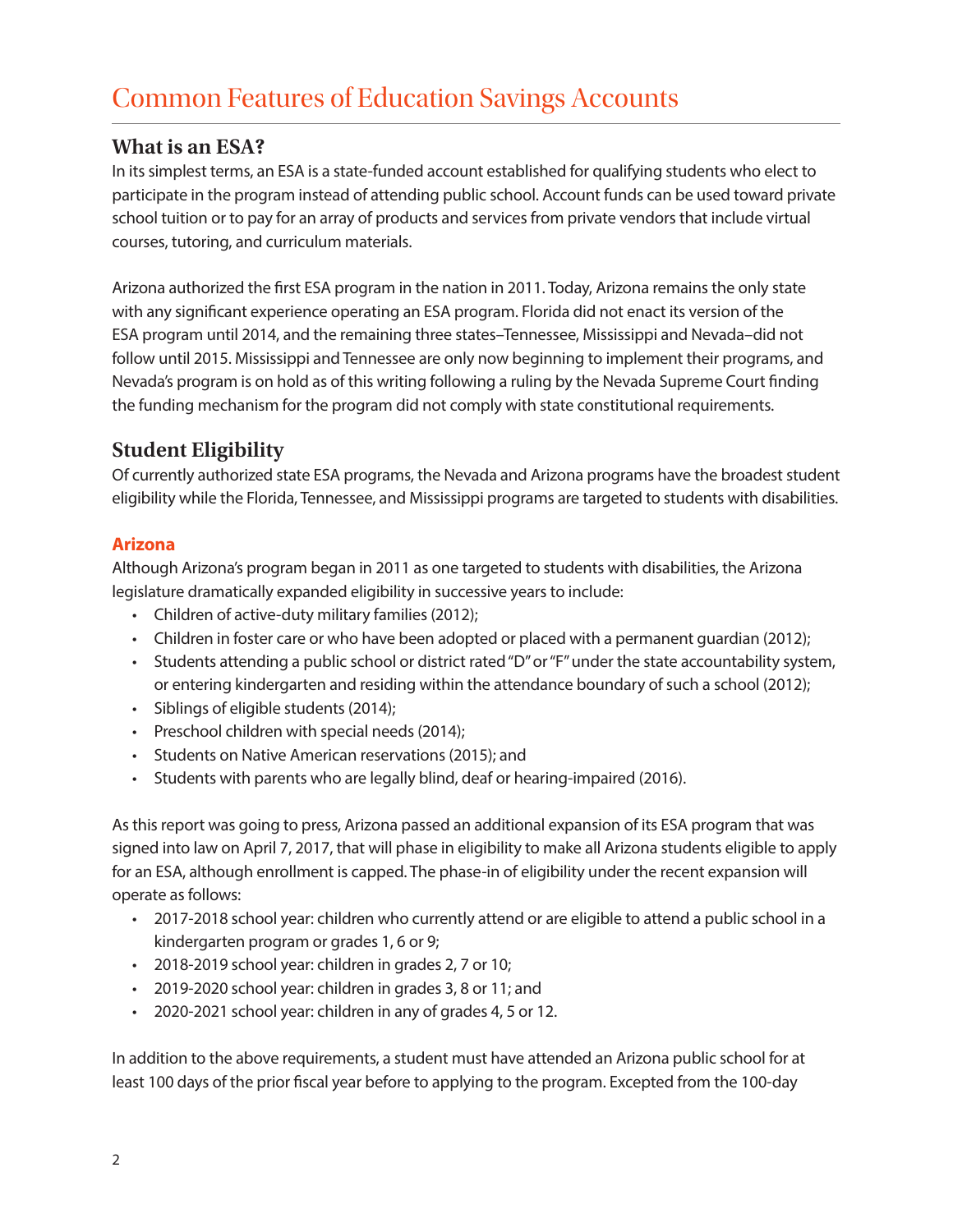# Common Features of Education Savings Accounts

## What is an ESA?

In its simplest terms, an ESA is a state-funded account established for qualifying students who elect to participate in the program instead of attending public school. Account funds can be used toward private school tuition or to pay for an array of products and services from private vendors that include virtual courses, tutoring, and curriculum materials.

Arizona authorized the first ESA program in the nation in 2011. Today, Arizona remains the only state with any significant experience operating an ESA program. Florida did not enact its version of the ESA program until 2014, and the remaining three states–Tennessee, Mississippi and Nevada–did not follow until 2015. Mississippi and Tennessee are only now beginning to implement their programs, and Nevada's program is on hold as of this writing following a ruling by the Nevada Supreme Court finding the funding mechanism for the program did not comply with state constitutional requirements.

## Student Eligibility

Of currently authorized state ESA programs, the Nevada and Arizona programs have the broadest student eligibility while the Florida, Tennessee, and Mississippi programs are targeted to students with disabilities.

### Arizona

Although Arizona's program began in 2011 as one targeted to students with disabilities, the Arizona legislature dramatically expanded eligibility in successive years to include:

- Children of active-duty military families (2012);
- Children in foster care or who have been adopted or placed with a permanent guardian (2012);
- Students attending a public school or district rated "D" or "F" under the state accountability system, or entering kindergarten and residing within the attendance boundary of such a school (2012);
- Siblings of eligible students (2014);
- Preschool children with special needs (2014);
- Students on Native American reservations (2015); and
- Students with parents who are legally blind, deaf or hearing-impaired (2016).

As this report was going to press, Arizona passed an additional expansion of its ESA program that was signed into law on April 7, 2017, that will phase in eligibility to make all Arizona students eligible to apply for an ESA, although enrollment is capped. The phase-in of eligibility under the recent expansion will operate as follows:

- 2017-2018 school year: children who currently attend or are eligible to attend a public school in a kindergarten program or grades 1, 6 or 9;
- 2018-2019 school year: children in grades 2, 7 or 10;
- 2019-2020 school year: children in grades 3, 8 or 11; and
- 2020-2021 school year: children in any of grades 4, 5 or 12.

In addition to the above requirements, a student must have attended an Arizona public school for at least 100 days of the prior fiscal year before to applying to the program. Excepted from the 100-day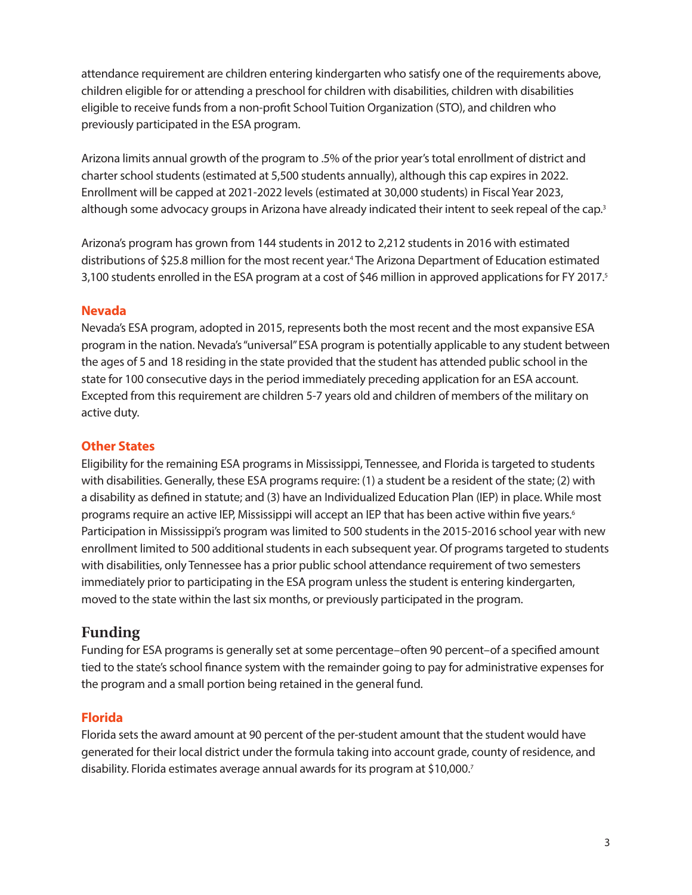attendance requirement are children entering kindergarten who satisfy one of the requirements above, children eligible for or attending a preschool for children with disabilities, children with disabilities eligible to receive funds from a non-profit School Tuition Organization (STO), and children who previously participated in the ESA program.

Arizona limits annual growth of the program to .5% of the prior year's total enrollment of district and charter school students (estimated at 5,500 students annually), although this cap expires in 2022. Enrollment will be capped at 2021-2022 levels (estimated at 30,000 students) in Fiscal Year 2023, although some advocacy groups in Arizona have already indicated their intent to seek repeal of the cap.[3]

Arizona's program has grown from 144 students in 2012 to 2,212 students in 2016 with estimated distributions of $25.8 million for the most recent year.[4] The Arizona Department of Education estimated 3,100 students enrolled in the ESA program at a cost of $46 million in approved applications for FY 2017.[5]

### Nevada

Nevada's ESA program, adopted in 2015, represents both the most recent and the most expansive ESA program in the nation. Nevada's "universal" ESA program is potentially applicable to any student between the ages of 5 and 18 residing in the state provided that the student has attended public school in the state for 100 consecutive days in the period immediately preceding application for an ESA account. Excepted from this requirement are children 5-7 years old and children of members of the military on active duty.

### Other States

Eligibility for the remaining ESA programs in Mississippi, Tennessee, and Florida is targeted to students with disabilities. Generally, these ESA programs require: (1) a student be a resident of the state; (2) with a disability as defined in statute; and (3) have an Individualized Education Plan (IEP) in place. While most programs require an active IEP, Mississippi will accept an IEP that has been active within five years.[6] Participation in Mississippi's program was limited to 500 students in the 2015-2016 school year with new enrollment limited to 500 additional students in each subsequent year. Of programs targeted to students with disabilities, only Tennessee has a prior public school attendance requirement of two semesters immediately prior to participating in the ESA program unless the student is entering kindergarten, moved to the state within the last six months, or previously participated in the program.

## Funding

Funding for ESA programs is generally set at some percentage–often 90 percent–of a specified amount tied to the state's school finance system with the remainder going to pay for administrative expenses for the program and a small portion being retained in the general fund.

### Florida

Florida sets the award amount at 90 percent of the per-student amount that the student would have generated for their local district under the formula taking into account grade, county of residence, and disability. Florida estimates average annual awards for its program at $10,000.[7]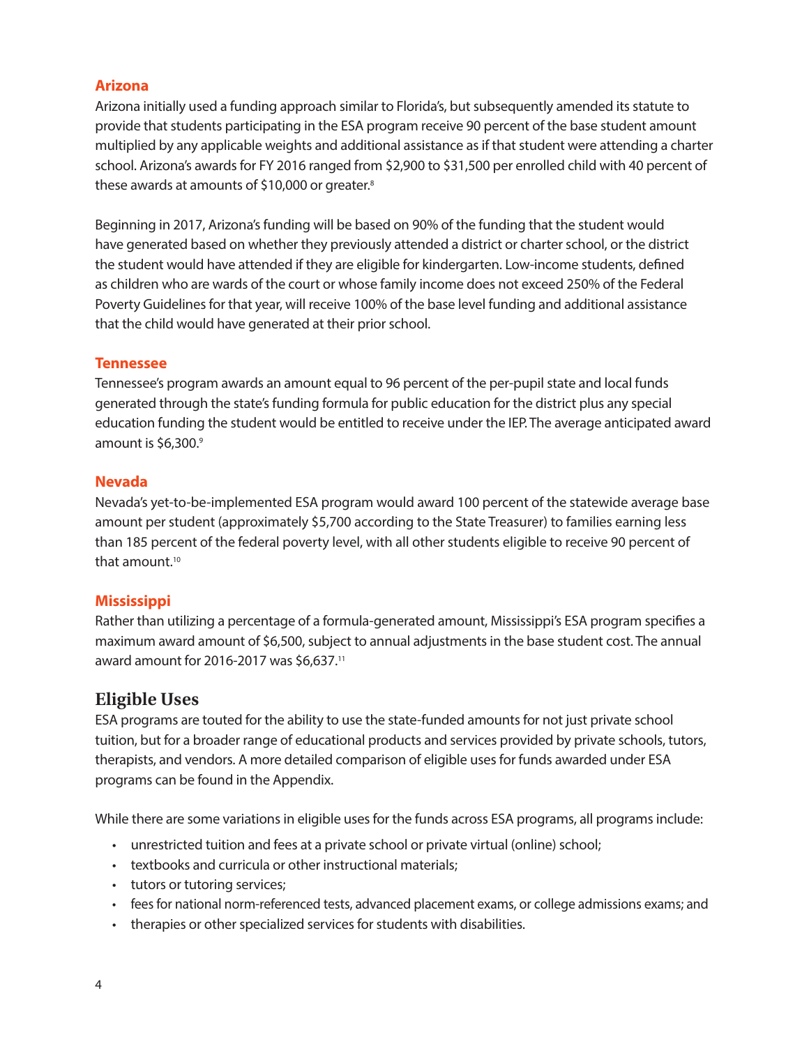### Arizona

Arizona initially used a funding approach similar to Florida's, but subsequently amended its statute to provide that students participating in the ESA program receive 90 percent of the base student amount multiplied by any applicable weights and additional assistance as if that student were attending a charter school. Arizona's awards for FY 2016 ranged from $2,900 to $31,500 per enrolled child with 40 percent of these awards at amounts of $10,000 or greater.[8]

Beginning in 2017, Arizona's funding will be based on 90% of the funding that the student would have generated based on whether they previously attended a district or charter school, or the district the student would have attended if they are eligible for kindergarten. Low-income students, defined as children who are wards of the court or whose family income does not exceed 250% of the Federal Poverty Guidelines for that year, will receive 100% of the base level funding and additional assistance that the child would have generated at their prior school.

### Tennessee

Tennessee's program awards an amount equal to 96 percent of the per-pupil state and local funds generated through the state's funding formula for public education for the district plus any special education funding the student would be entitled to receive under the IEP. The average anticipated award amount is $6,300.[9]

### Nevada

Nevada's yet-to-be-implemented ESA program would award 100 percent of the statewide average base amount per student (approximately $5,700 according to the State Treasurer) to families earning less than 185 percent of the federal poverty level, with all other students eligible to receive 90 percent of that amount.[10]

### Mississippi

Rather than utilizing a percentage of a formula-generated amount, Mississippi's ESA program specifies a maximum award amount of $6,500, subject to annual adjustments in the base student cost. The annual award amount for 2016-2017 was $6,637.[11]

## Eligible Uses

ESA programs are touted for the ability to use the state-funded amounts for not just private school tuition, but for a broader range of educational products and services provided by private schools, tutors, therapists, and vendors. A more detailed comparison of eligible uses for funds awarded under ESA programs can be found in the Appendix.

While there are some variations in eligible uses for the funds across ESA programs, all programs include:

- unrestricted tuition and fees at a private school or private virtual (online) school;
- textbooks and curricula or other instructional materials;
- tutors or tutoring services;
- fees for national norm-referenced tests, advanced placement exams, or college admissions exams; and
- therapies or other specialized services for students with disabilities.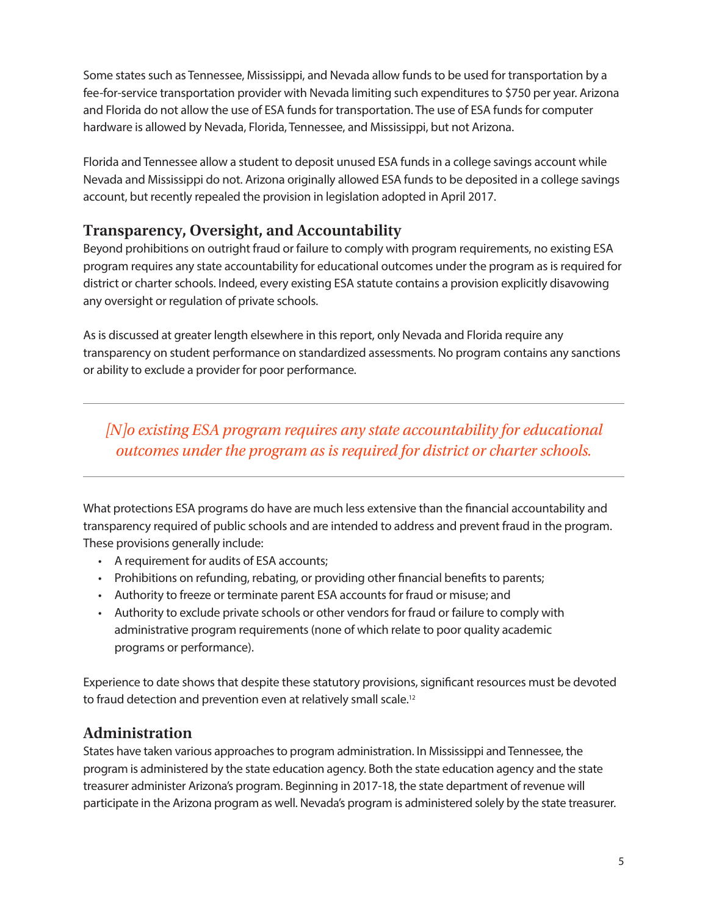Some states such as Tennessee, Mississippi, and Nevada allow funds to be used for transportation by a fee-for-service transportation provider with Nevada limiting such expenditures to $750 per year. Arizona and Florida do not allow the use of ESA funds for transportation. The use of ESA funds for computer hardware is allowed by Nevada, Florida, Tennessee, and Mississippi, but not Arizona.

Florida and Tennessee allow a student to deposit unused ESA funds in a college savings account while Nevada and Mississippi do not. Arizona originally allowed ESA funds to be deposited in a college savings account, but recently repealed the provision in legislation adopted in April 2017.

## Transparency, Oversight, and Accountability

Beyond prohibitions on outright fraud or failure to comply with program requirements, no existing ESA program requires any state accountability for educational outcomes under the program as is required for district or charter schools. Indeed, every existing ESA statute contains a provision explicitly disavowing any oversight or regulation of private schools.

As is discussed at greater length elsewhere in this report, only Nevada and Florida require any transparency on student performance on standardized assessments. No program contains any sanctions or ability to exclude a provider for poor performance.

---

*[N]o existing ESA program requires any state accountability for educational outcomes under the program as is required for district or charter schools.*

---

What protections ESA programs do have are much less extensive than the financial accountability and transparency required of public schools and are intended to address and prevent fraud in the program. These provisions generally include:

- A requirement for audits of ESA accounts;
- Prohibitions on refunding, rebating, or providing other financial benefits to parents;
- Authority to freeze or terminate parent ESA accounts for fraud or misuse; and
- Authority to exclude private schools or other vendors for fraud or failure to comply with administrative program requirements (none of which relate to poor quality academic programs or performance).

Experience to date shows that despite these statutory provisions, significant resources must be devoted to fraud detection and prevention even at relatively small scale.[12]

## Administration

States have taken various approaches to program administration. In Mississippi and Tennessee, the program is administered by the state education agency. Both the state education agency and the state treasurer administer Arizona's program. Beginning in 2017-18, the state department of revenue will participate in the Arizona program as well. Nevada's program is administered solely by the state treasurer.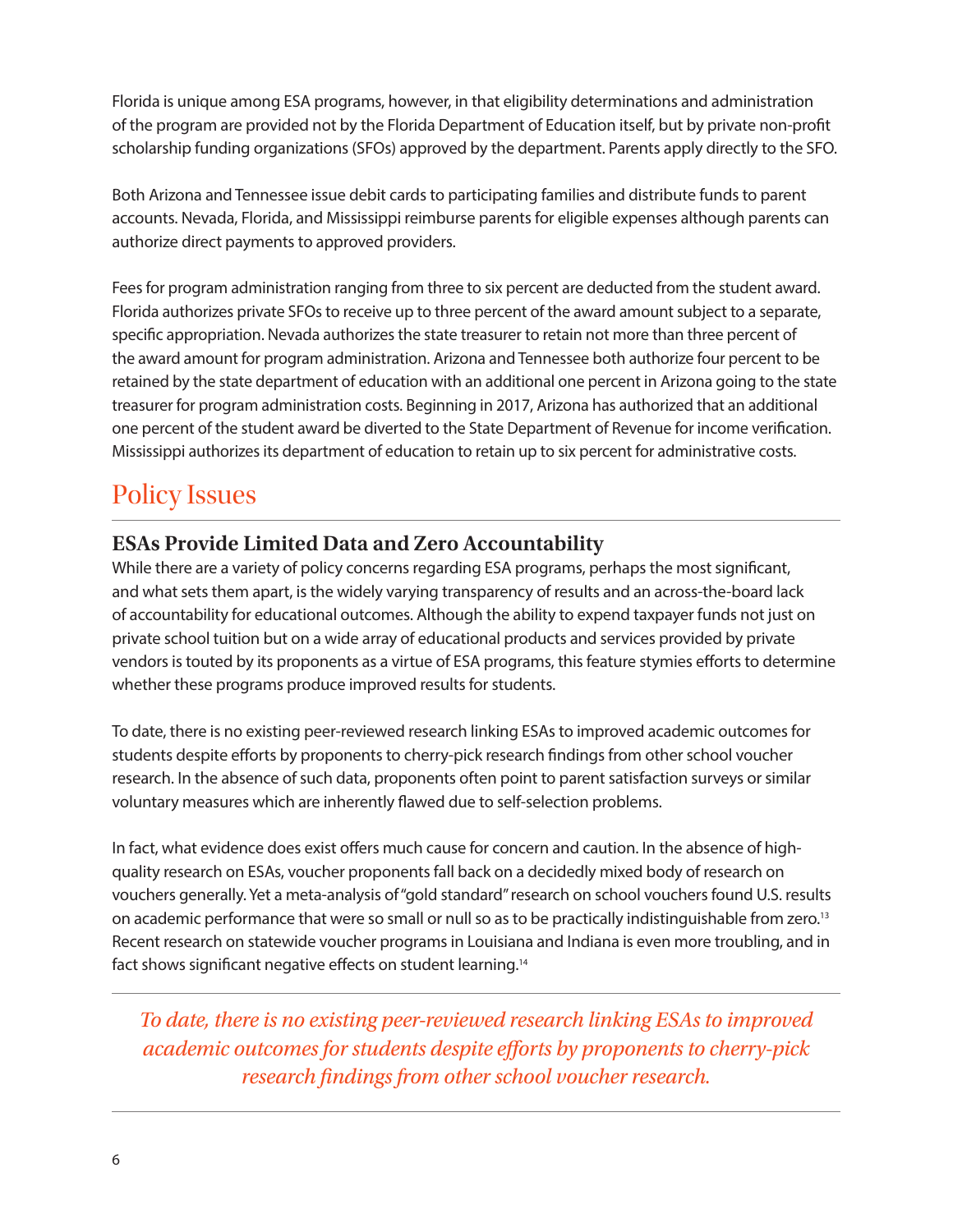Florida is unique among ESA programs, however, in that eligibility determinations and administration of the program are provided not by the Florida Department of Education itself, but by private non-profit scholarship funding organizations (SFOs) approved by the department. Parents apply directly to the SFO.

Both Arizona and Tennessee issue debit cards to participating families and distribute funds to parent accounts. Nevada, Florida, and Mississippi reimburse parents for eligible expenses although parents can authorize direct payments to approved providers.

Fees for program administration ranging from three to six percent are deducted from the student award. Florida authorizes private SFOs to receive up to three percent of the award amount subject to a separate, specific appropriation. Nevada authorizes the state treasurer to retain not more than three percent of the award amount for program administration. Arizona and Tennessee both authorize four percent to be retained by the state department of education with an additional one percent in Arizona going to the state treasurer for program administration costs. Beginning in 2017, Arizona has authorized that an additional one percent of the student award be diverted to the State Department of Revenue for income verification. Mississippi authorizes its department of education to retain up to six percent for administrative costs.

## Policy Issues

### ESAs Provide Limited Data and Zero Accountability

While there are a variety of policy concerns regarding ESA programs, perhaps the most significant, and what sets them apart, is the widely varying transparency of results and an across-the-board lack of accountability for educational outcomes. Although the ability to expend taxpayer funds not just on private school tuition but on a wide array of educational products and services provided by private vendors is touted by its proponents as a virtue of ESA programs, this feature stymies efforts to determine whether these programs produce improved results for students.

To date, there is no existing peer-reviewed research linking ESAs to improved academic outcomes for students despite efforts by proponents to cherry-pick research findings from other school voucher research. In the absence of such data, proponents often point to parent satisfaction surveys or similar voluntary measures which are inherently flawed due to self-selection problems.

In fact, what evidence does exist offers much cause for concern and caution. In the absence of high-quality research on ESAs, voucher proponents fall back on a decidedly mixed body of research on vouchers generally. Yet a meta-analysis of "gold standard" research on school vouchers found U.S. results on academic performance that were so small or null so as to be practically indistinguishable from zero.[13] Recent research on statewide voucher programs in Louisiana and Indiana is even more troubling, and in fact shows significant negative effects on student learning.[14]

*To date, there is no existing peer-reviewed research linking ESAs to improved academic outcomes for students despite efforts by proponents to cherry-pick research findings from other school voucher research.*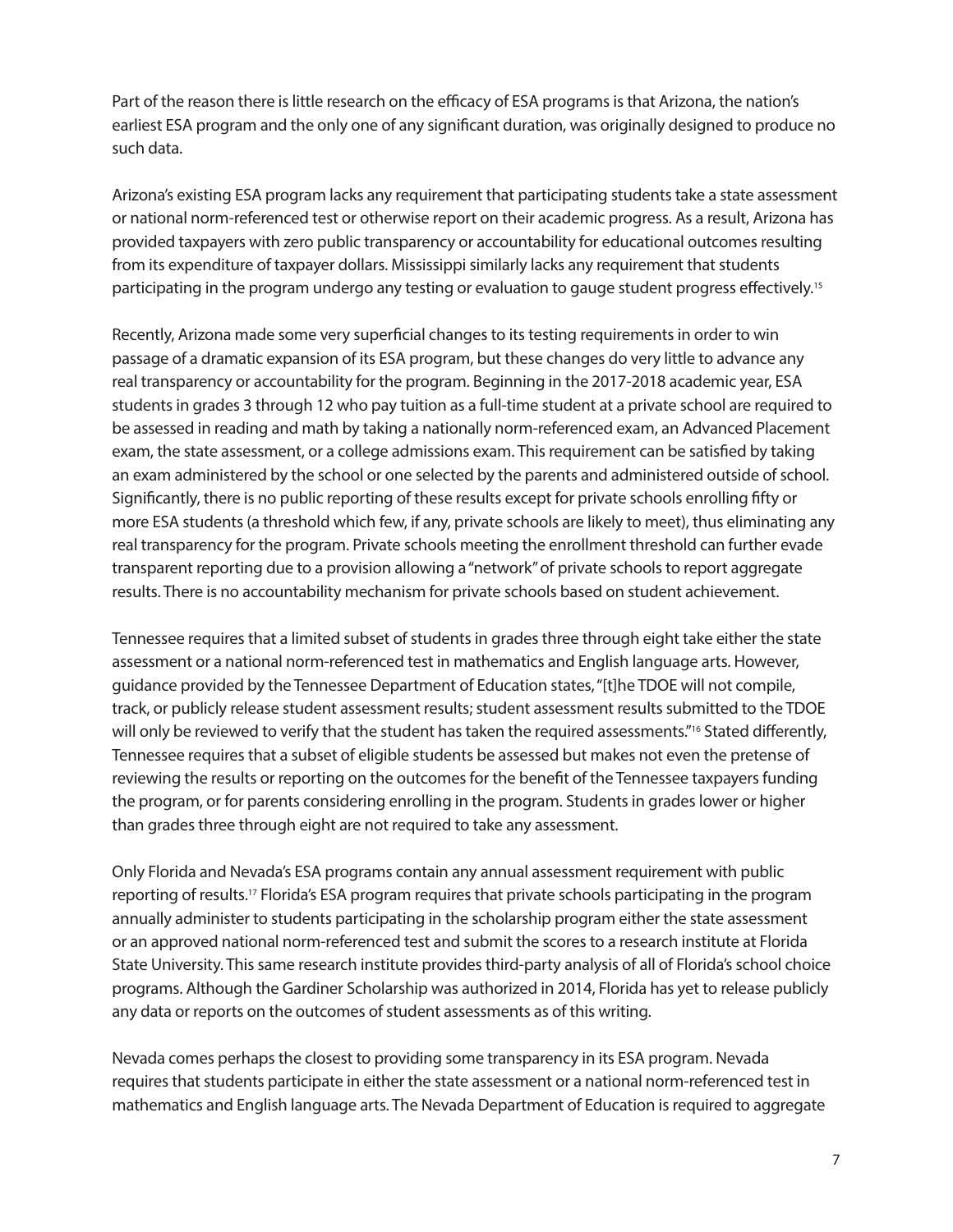Part of the reason there is little research on the efficacy of ESA programs is that Arizona, the nation's earliest ESA program and the only one of any significant duration, was originally designed to produce no such data.

Arizona's existing ESA program lacks any requirement that participating students take a state assessment or national norm-referenced test or otherwise report on their academic progress. As a result, Arizona has provided taxpayers with zero public transparency or accountability for educational outcomes resulting from its expenditure of taxpayer dollars. Mississippi similarly lacks any requirement that students participating in the program undergo any testing or evaluation to gauge student progress effectively.[15]

Recently, Arizona made some very superficial changes to its testing requirements in order to win passage of a dramatic expansion of its ESA program, but these changes do very little to advance any real transparency or accountability for the program. Beginning in the 2017-2018 academic year, ESA students in grades 3 through 12 who pay tuition as a full-time student at a private school are required to be assessed in reading and math by taking a nationally norm-referenced exam, an Advanced Placement exam, the state assessment, or a college admissions exam. This requirement can be satisfied by taking an exam administered by the school or one selected by the parents and administered outside of school. Significantly, there is no public reporting of these results except for private schools enrolling fifty or more ESA students (a threshold which few, if any, private schools are likely to meet), thus eliminating any real transparency for the program. Private schools meeting the enrollment threshold can further evade transparent reporting due to a provision allowing a "network" of private schools to report aggregate results. There is no accountability mechanism for private schools based on student achievement.

Tennessee requires that a limited subset of students in grades three through eight take either the state assessment or a national norm-referenced test in mathematics and English language arts. However, guidance provided by the Tennessee Department of Education states, "[t]he TDOE will not compile, track, or publicly release student assessment results; student assessment results submitted to the TDOE will only be reviewed to verify that the student has taken the required assessments."[16] Stated differently, Tennessee requires that a subset of eligible students be assessed but makes not even the pretense of reviewing the results or reporting on the outcomes for the benefit of the Tennessee taxpayers funding the program, or for parents considering enrolling in the program. Students in grades lower or higher than grades three through eight are not required to take any assessment.

Only Florida and Nevada's ESA programs contain any annual assessment requirement with public reporting of results.[17] Florida's ESA program requires that private schools participating in the program annually administer to students participating in the scholarship program either the state assessment or an approved national norm-referenced test and submit the scores to a research institute at Florida State University. This same research institute provides third-party analysis of all of Florida's school choice programs. Although the Gardiner Scholarship was authorized in 2014, Florida has yet to release publicly any data or reports on the outcomes of student assessments as of this writing.

Nevada comes perhaps the closest to providing some transparency in its ESA program. Nevada requires that students participate in either the state assessment or a national norm-referenced test in mathematics and English language arts. The Nevada Department of Education is required to aggregate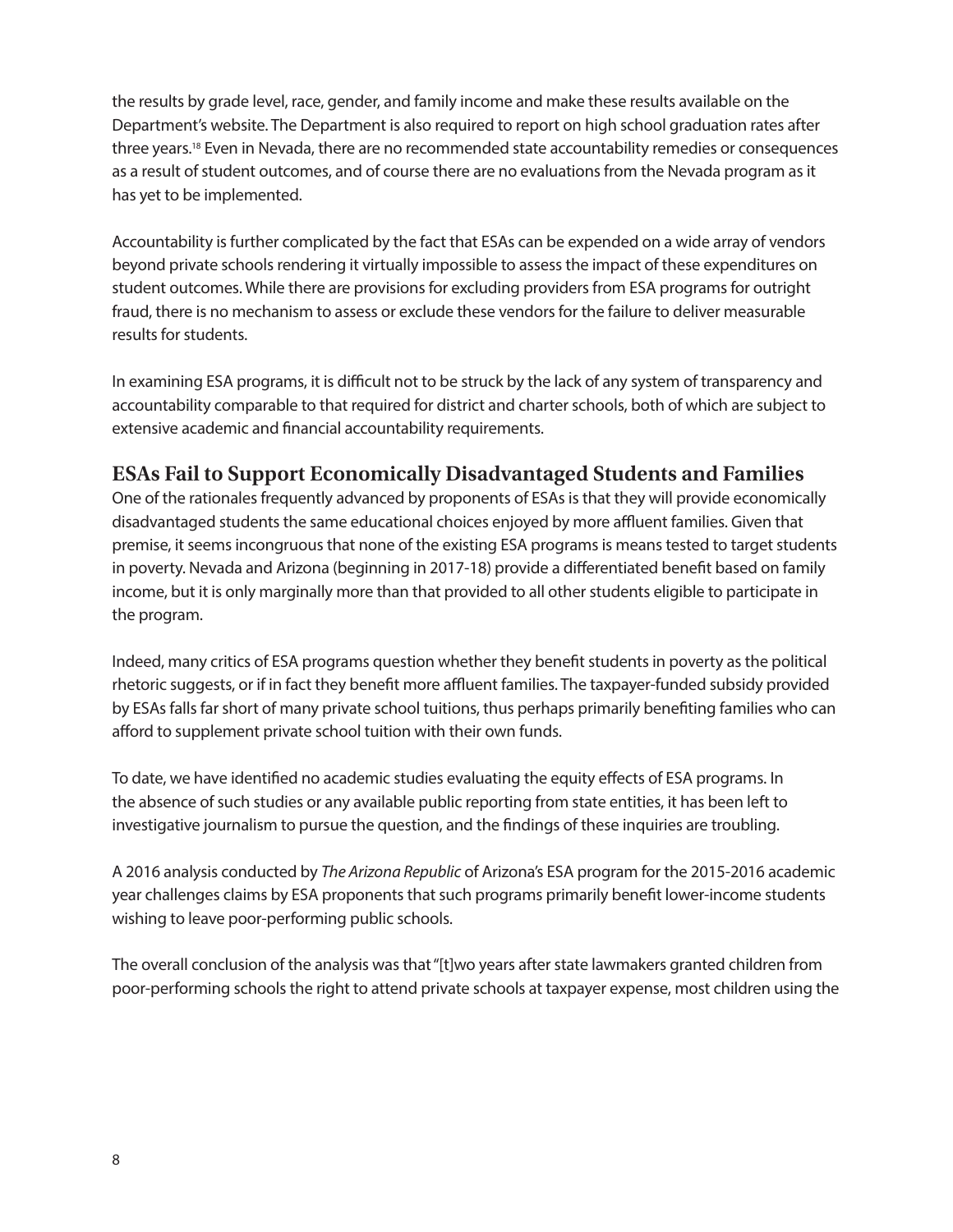the results by grade level, race, gender, and family income and make these results available on the Department's website. The Department is also required to report on high school graduation rates after three years.[18] Even in Nevada, there are no recommended state accountability remedies or consequences as a result of student outcomes, and of course there are no evaluations from the Nevada program as it has yet to be implemented.

Accountability is further complicated by the fact that ESAs can be expended on a wide array of vendors beyond private schools rendering it virtually impossible to assess the impact of these expenditures on student outcomes. While there are provisions for excluding providers from ESA programs for outright fraud, there is no mechanism to assess or exclude these vendors for the failure to deliver measurable results for students.

In examining ESA programs, it is difficult not to be struck by the lack of any system of transparency and accountability comparable to that required for district and charter schools, both of which are subject to extensive academic and financial accountability requirements.

## ESAs Fail to Support Economically Disadvantaged Students and Families

One of the rationales frequently advanced by proponents of ESAs is that they will provide economically disadvantaged students the same educational choices enjoyed by more affluent families. Given that premise, it seems incongruous that none of the existing ESA programs is means tested to target students in poverty. Nevada and Arizona (beginning in 2017-18) provide a differentiated benefit based on family income, but it is only marginally more than that provided to all other students eligible to participate in the program.

Indeed, many critics of ESA programs question whether they benefit students in poverty as the political rhetoric suggests, or if in fact they benefit more affluent families. The taxpayer-funded subsidy provided by ESAs falls far short of many private school tuitions, thus perhaps primarily benefiting families who can afford to supplement private school tuition with their own funds.

To date, we have identified no academic studies evaluating the equity effects of ESA programs. In the absence of such studies or any available public reporting from state entities, it has been left to investigative journalism to pursue the question, and the findings of these inquiries are troubling.

A 2016 analysis conducted by *The Arizona Republic* of Arizona's ESA program for the 2015-2016 academic year challenges claims by ESA proponents that such programs primarily benefit lower-income students wishing to leave poor-performing public schools.

The overall conclusion of the analysis was that "[t]wo years after state lawmakers granted children from poor-performing schools the right to attend private schools at taxpayer expense, most children using the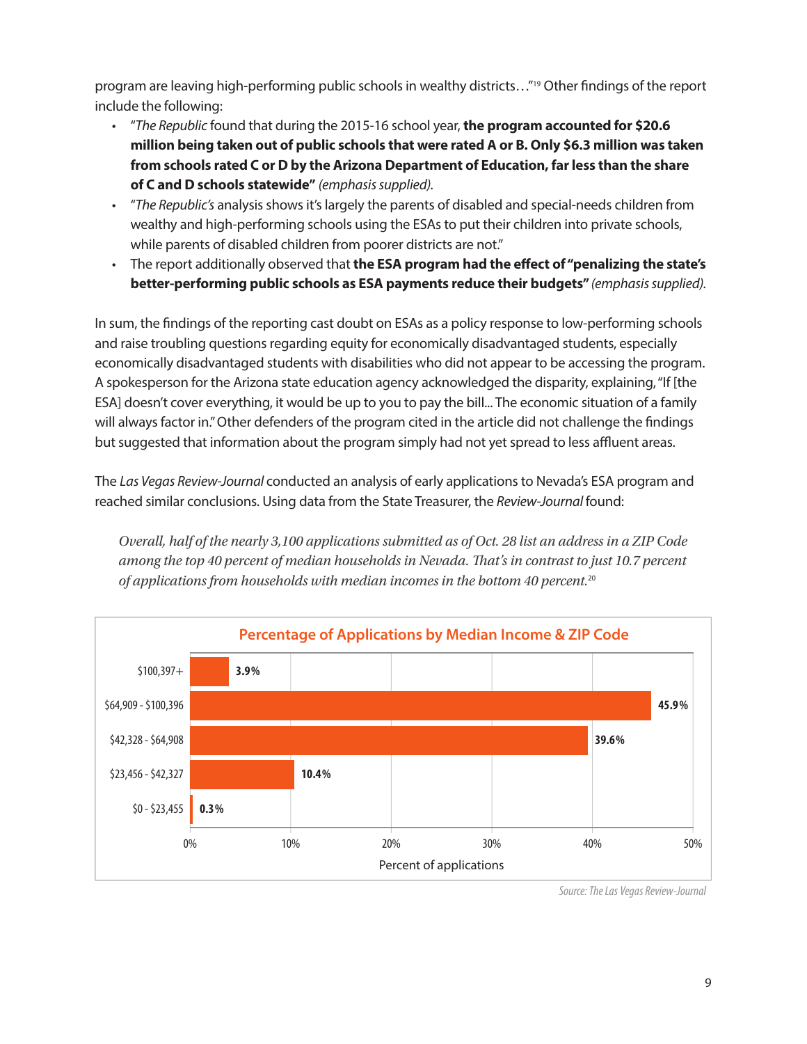program are leaving high-performing public schools in wealthy districts…"[19] Other findings of the report include the following:

- "*The Republic* found that during the 2015-16 school year, **the program accounted for $20.6 million being taken out of public schools that were rated A or B. Only $6.3 million was taken from schools rated C or D by the Arizona Department of Education, far less than the share of C and D schools statewide"** *(emphasis supplied).*
- "*The Republic's* analysis shows it's largely the parents of disabled and special-needs children from wealthy and high-performing schools using the ESAs to put their children into private schools, while parents of disabled children from poorer districts are not."
- The report additionally observed that **the ESA program had the effect of "penalizing the state's better-performing public schools as ESA payments reduce their budgets"** *(emphasis supplied).*

In sum, the findings of the reporting cast doubt on ESAs as a policy response to low-performing schools and raise troubling questions regarding equity for economically disadvantaged students, especially economically disadvantaged students with disabilities who did not appear to be accessing the program. A spokesperson for the Arizona state education agency acknowledged the disparity, explaining, "If [the ESA] doesn't cover everything, it would be up to you to pay the bill... The economic situation of a family will always factor in." Other defenders of the program cited in the article did not challenge the findings but suggested that information about the program simply had not yet spread to less affluent areas.

The *Las Vegas Review-Journal* conducted an analysis of early applications to Nevada's ESA program and reached similar conclusions. Using data from the State Treasurer, the *Review-Journal* found:

> *Overall, half of the nearly 3,100 applications submitted as of Oct. 28 list an address in a ZIP Code among the top 40 percent of median households in Nevada. That's in contrast to just 10.7 percent of applications from households with median incomes in the bottom 40 percent.*[20]

**Percentage of Applications by Median Income & ZIP Code**

| Median Income | Percent of applications |
|---|---|
| $100,397+ | 3.9% |
| $64,909 - $100,396 | 45.9% |
| $42,328 - $64,908 | 39.6% |
| $23,456 - $42,327 | 10.4% |
| $0 - $23,455 | 0.3% |

*Source: The Las Vegas Review-Journal*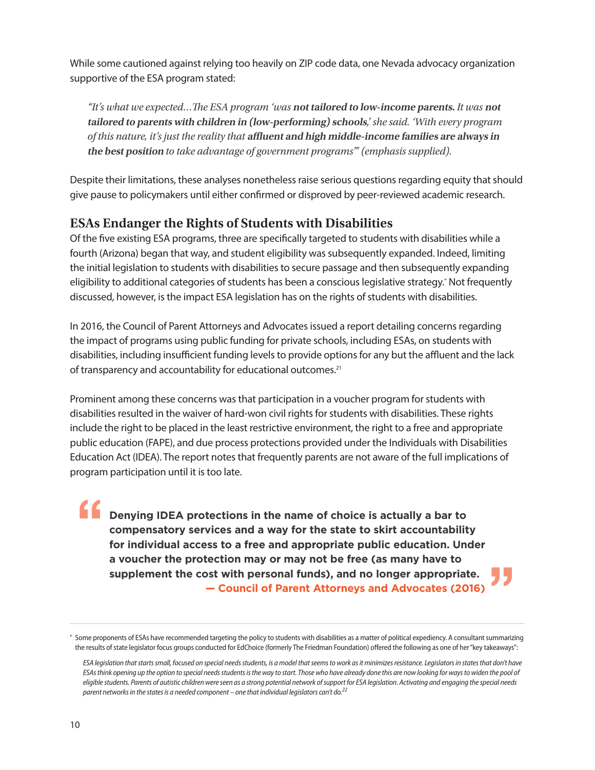While some cautioned against relying too heavily on ZIP code data, one Nevada advocacy organization supportive of the ESA program stated:

> *"It's what we expected…The ESA program 'was* ***not tailored to low-income parents.*** *It was* ***not tailored to parents with children in (low-performing) schools****,' she said. 'With every program of this nature, it's just the reality that* ***affluent and high middle-income families are always in the best position*** *to take advantage of government programs'" (emphasis supplied).*

Despite their limitations, these analyses nonetheless raise serious questions regarding equity that should give pause to policymakers until either confirmed or disproved by peer-reviewed academic research.

## ESAs Endanger the Rights of Students with Disabilities

Of the five existing ESA programs, three are specifically targeted to students with disabilities while a fourth (Arizona) began that way, and student eligibility was subsequently expanded. Indeed, limiting the initial legislation to students with disabilities to secure passage and then subsequently expanding eligibility to additional categories of students has been a conscious legislative strategy.* Not frequently discussed, however, is the impact ESA legislation has on the rights of students with disabilities.

In 2016, the Council of Parent Attorneys and Advocates issued a report detailing concerns regarding the impact of programs using public funding for private schools, including ESAs, on students with disabilities, including insufficient funding levels to provide options for any but the affluent and the lack of transparency and accountability for educational outcomes.[21]

Prominent among these concerns was that participation in a voucher program for students with disabilities resulted in the waiver of hard-won civil rights for students with disabilities. These rights include the right to be placed in the least restrictive environment, the right to a free and appropriate public education (FAPE), and due process protections provided under the Individuals with Disabilities Education Act (IDEA). The report notes that frequently parents are not aware of the full implications of program participation until it is too late.

> **"Denying IDEA protections in the name of choice is actually a bar to compensatory services and a way for the state to skirt accountability for individual access to a free and appropriate public education. Under a voucher the protection may or may not be free (as many have to supplement the cost with personal funds), and no longer appropriate."**
>
> **— Council of Parent Attorneys and Advocates (2016)**

---

* Some proponents of ESAs have recommended targeting the policy to students with disabilities as a matter of political expediency. A consultant summarizing the results of state legislator focus groups conducted for EdChoice (formerly The Friedman Foundation) offered the following as one of her "key takeaways":

> *ESA legislation that starts small, focused on special needs students, is a model that seems to work as it minimizes resistance. Legislators in states that don't have ESAs think opening up the option to special needs students is the way to start. Those who have already done this are now looking for ways to widen the pool of eligible students. Parents of autistic children were seen as a strong potential network of support for ESA legislation. Activating and engaging the special needs parent networks in the states is a needed component – one that individual legislators can't do.*[22]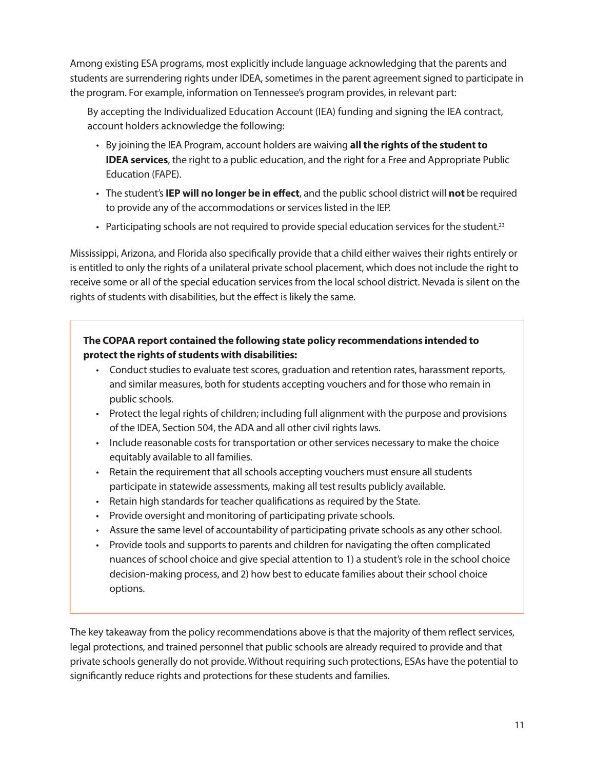Among existing ESA programs, most explicitly include language acknowledging that the parents and students are surrendering rights under IDEA, sometimes in the parent agreement signed to participate in the program. For example, information on Tennessee's program provides, in relevant part:

> By accepting the Individualized Education Account (IEA) funding and signing the IEA contract, account holders acknowledge the following:
>
> - By joining the IEA Program, account holders are waiving **all the rights of the student to IDEA services**, the right to a public education, and the right for a Free and Appropriate Public Education (FAPE).
> - The student's **IEP will no longer be in effect**, and the public school district will **not** be required to provide any of the accommodations or services listed in the IEP.
> - Participating schools are not required to provide special education services for the student.[23]

Mississippi, Arizona, and Florida also specifically provide that a child either waives their rights entirely or is entitled to only the rights of a unilateral private school placement, which does not include the right to receive some or all of the special education services from the local school district. Nevada is silent on the rights of students with disabilities, but the effect is likely the same.

**The COPAA report contained the following state policy recommendations intended to protect the rights of students with disabilities:**

- Conduct studies to evaluate test scores, graduation and retention rates, harassment reports, and similar measures, both for students accepting vouchers and for those who remain in public schools.
- Protect the legal rights of children; including full alignment with the purpose and provisions of the IDEA, Section 504, the ADA and all other civil rights laws.
- Include reasonable costs for transportation or other services necessary to make the choice equitably available to all families.
- Retain the requirement that all schools accepting vouchers must ensure all students participate in statewide assessments, making all test results publicly available.
- Retain high standards for teacher qualifications as required by the State.
- Provide oversight and monitoring of participating private schools.
- Assure the same level of accountability of participating private schools as any other school.
- Provide tools and supports to parents and children for navigating the often complicated nuances of school choice and give special attention to 1) a student's role in the school choice decision-making process, and 2) how best to educate families about their school choice options.

The key takeaway from the policy recommendations above is that the majority of them reflect services, legal protections, and trained personnel that public schools are already required to provide and that private schools generally do not provide. Without requiring such protections, ESAs have the potential to significantly reduce rights and protections for these students and families.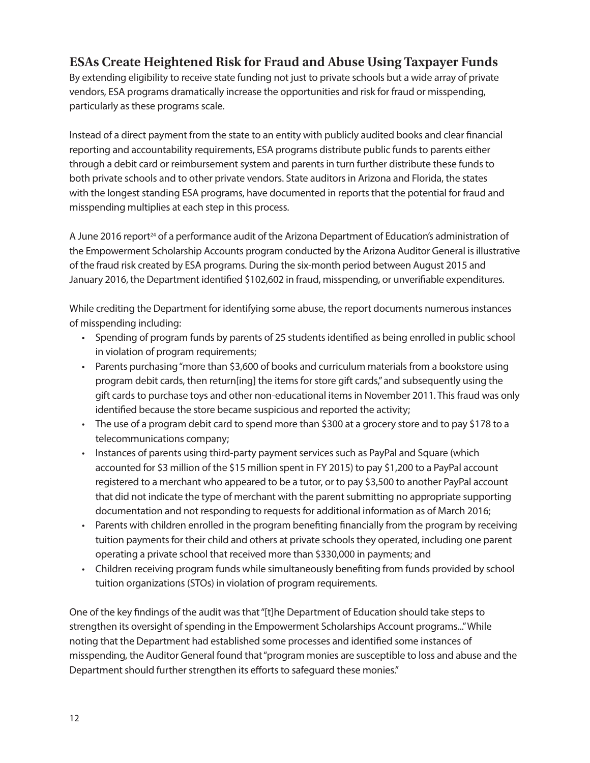## ESAs Create Heightened Risk for Fraud and Abuse Using Taxpayer Funds

By extending eligibility to receive state funding not just to private schools but a wide array of private vendors, ESA programs dramatically increase the opportunities and risk for fraud or misspending, particularly as these programs scale.

Instead of a direct payment from the state to an entity with publicly audited books and clear financial reporting and accountability requirements, ESA programs distribute public funds to parents either through a debit card or reimbursement system and parents in turn further distribute these funds to both private schools and to other private vendors. State auditors in Arizona and Florida, the states with the longest standing ESA programs, have documented in reports that the potential for fraud and misspending multiplies at each step in this process.

A June 2016 report[24] of a performance audit of the Arizona Department of Education's administration of the Empowerment Scholarship Accounts program conducted by the Arizona Auditor General is illustrative of the fraud risk created by ESA programs. During the six-month period between August 2015 and January 2016, the Department identified $102,602 in fraud, misspending, or unverifiable expenditures.

While crediting the Department for identifying some abuse, the report documents numerous instances of misspending including:

- Spending of program funds by parents of 25 students identified as being enrolled in public school in violation of program requirements;
- Parents purchasing "more than $3,600 of books and curriculum materials from a bookstore using program debit cards, then return[ing] the items for store gift cards," and subsequently using the gift cards to purchase toys and other non-educational items in November 2011. This fraud was only identified because the store became suspicious and reported the activity;
- The use of a program debit card to spend more than $300 at a grocery store and to pay $178 to a telecommunications company;
- Instances of parents using third-party payment services such as PayPal and Square (which accounted for $3 million of the $15 million spent in FY 2015) to pay $1,200 to a PayPal account registered to a merchant who appeared to be a tutor, or to pay $3,500 to another PayPal account that did not indicate the type of merchant with the parent submitting no appropriate supporting documentation and not responding to requests for additional information as of March 2016;
- Parents with children enrolled in the program benefiting financially from the program by receiving tuition payments for their child and others at private schools they operated, including one parent operating a private school that received more than $330,000 in payments; and
- Children receiving program funds while simultaneously benefiting from funds provided by school tuition organizations (STOs) in violation of program requirements.

One of the key findings of the audit was that "[t]he Department of Education should take steps to strengthen its oversight of spending in the Empowerment Scholarships Account programs..." While noting that the Department had established some processes and identified some instances of misspending, the Auditor General found that "program monies are susceptible to loss and abuse and the Department should further strengthen its efforts to safeguard these monies."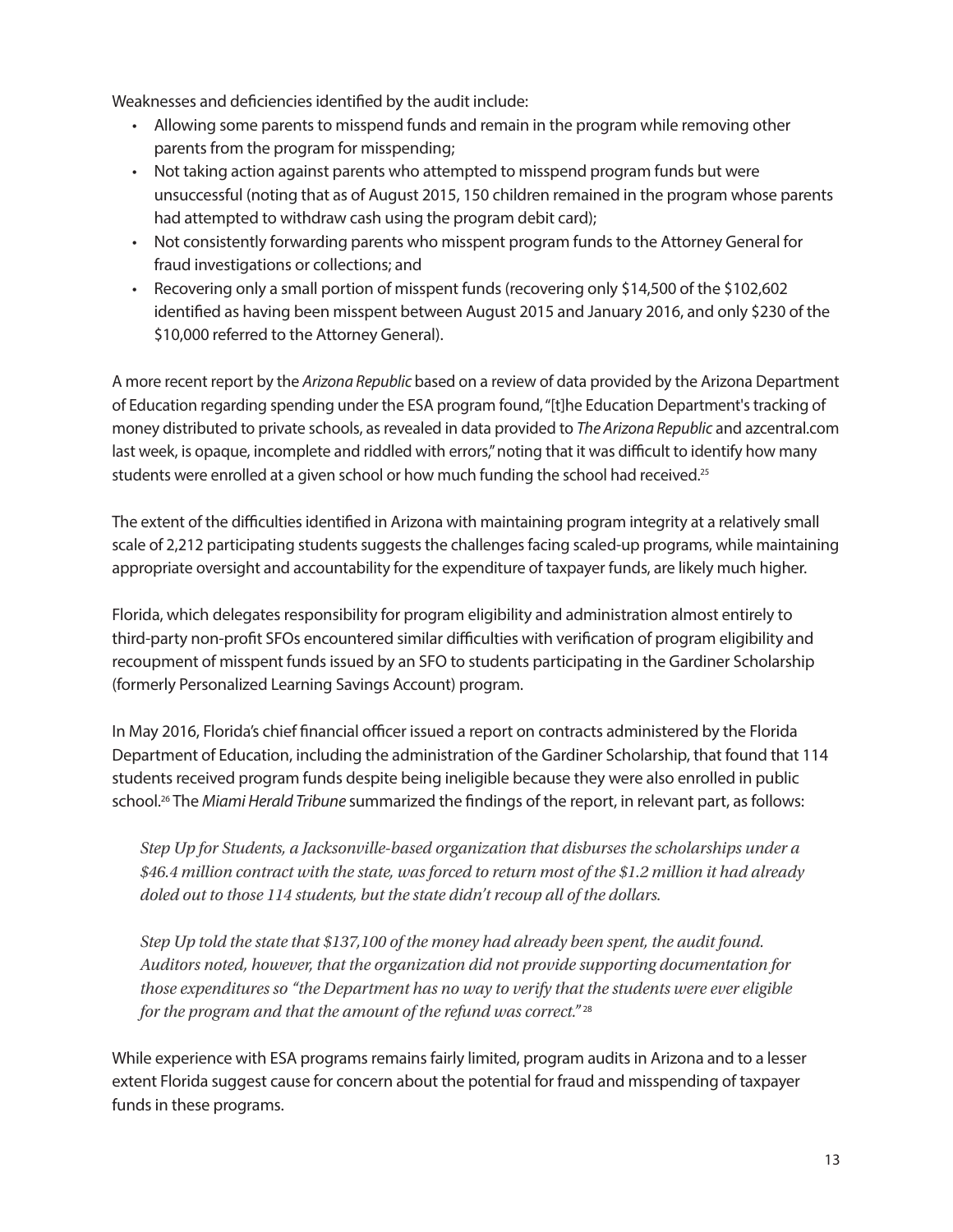Weaknesses and deficiencies identified by the audit include:

- Allowing some parents to misspend funds and remain in the program while removing other parents from the program for misspending;
- Not taking action against parents who attempted to misspend program funds but were unsuccessful (noting that as of August 2015, 150 children remained in the program whose parents had attempted to withdraw cash using the program debit card);
- Not consistently forwarding parents who misspent program funds to the Attorney General for fraud investigations or collections; and
- Recovering only a small portion of misspent funds (recovering only $14,500 of the $102,602 identified as having been misspent between August 2015 and January 2016, and only $230 of the $10,000 referred to the Attorney General).

A more recent report by the *Arizona Republic* based on a review of data provided by the Arizona Department of Education regarding spending under the ESA program found, "[t]he Education Department's tracking of money distributed to private schools, as revealed in data provided to *The Arizona Republic* and azcentral.com last week, is opaque, incomplete and riddled with errors," noting that it was difficult to identify how many students were enrolled at a given school or how much funding the school had received.[25]

The extent of the difficulties identified in Arizona with maintaining program integrity at a relatively small scale of 2,212 participating students suggests the challenges facing scaled-up programs, while maintaining appropriate oversight and accountability for the expenditure of taxpayer funds, are likely much higher.

Florida, which delegates responsibility for program eligibility and administration almost entirely to third-party non-profit SFOs encountered similar difficulties with verification of program eligibility and recoupment of misspent funds issued by an SFO to students participating in the Gardiner Scholarship (formerly Personalized Learning Savings Account) program.

In May 2016, Florida's chief financial officer issued a report on contracts administered by the Florida Department of Education, including the administration of the Gardiner Scholarship, that found that 114 students received program funds despite being ineligible because they were also enrolled in public school.[26] The *Miami Herald Tribune* summarized the findings of the report, in relevant part, as follows:

> *Step Up for Students, a Jacksonville-based organization that disburses the scholarships under a $46.4 million contract with the state, was forced to return most of the $1.2 million it had already doled out to those 114 students, but the state didn't recoup all of the dollars.*
>
> *Step Up told the state that $137,100 of the money had already been spent, the audit found. Auditors noted, however, that the organization did not provide supporting documentation for those expenditures so "the Department has no way to verify that the students were ever eligible for the program and that the amount of the refund was correct."*[28]

While experience with ESA programs remains fairly limited, program audits in Arizona and to a lesser extent Florida suggest cause for concern about the potential for fraud and misspending of taxpayer funds in these programs.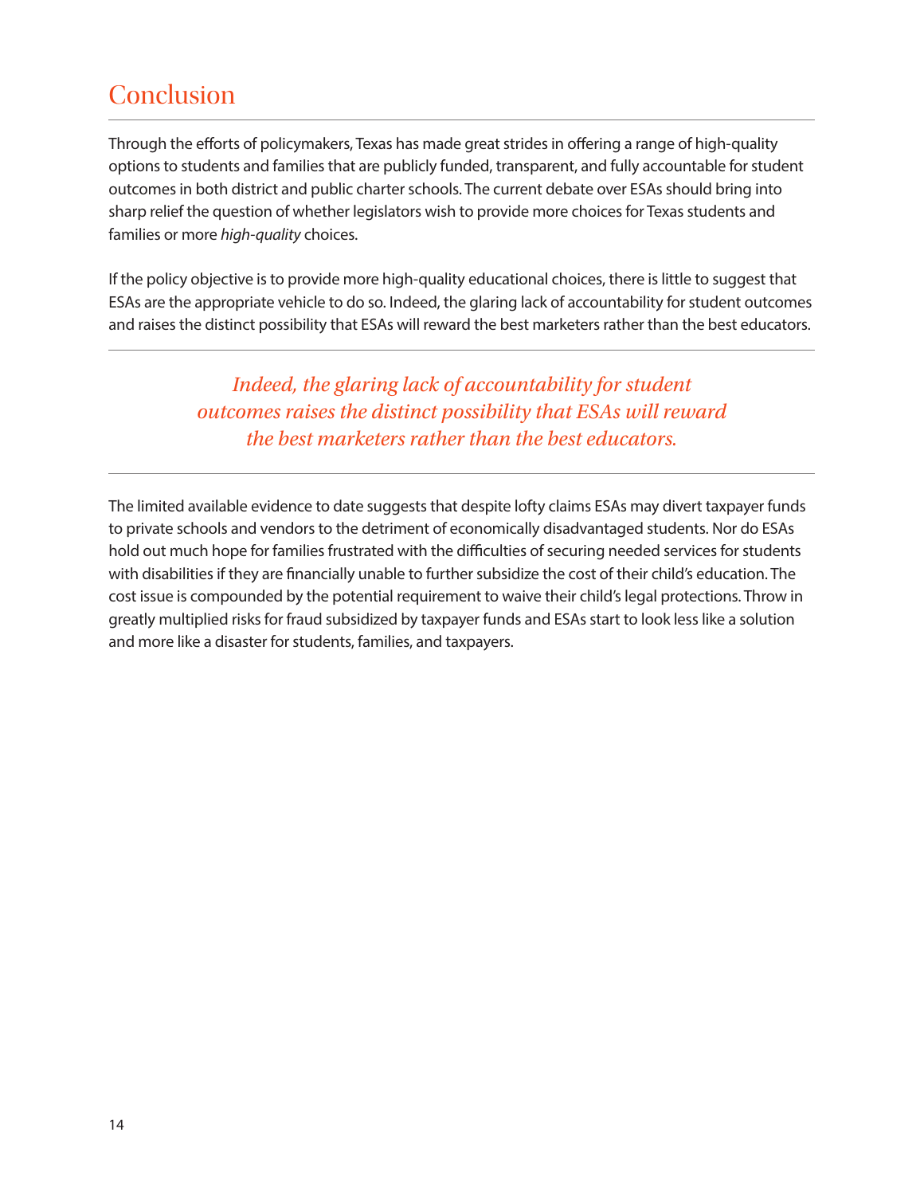## Conclusion

Through the efforts of policymakers, Texas has made great strides in offering a range of high-quality options to students and families that are publicly funded, transparent, and fully accountable for student outcomes in both district and public charter schools. The current debate over ESAs should bring into sharp relief the question of whether legislators wish to provide more choices for Texas students and families or more *high-quality* choices.

If the policy objective is to provide more high-quality educational choices, there is little to suggest that ESAs are the appropriate vehicle to do so. Indeed, the glaring lack of accountability for student outcomes and raises the distinct possibility that ESAs will reward the best marketers rather than the best educators.

---

*Indeed, the glaring lack of accountability for student outcomes raises the distinct possibility that ESAs will reward the best marketers rather than the best educators.*

---

The limited available evidence to date suggests that despite lofty claims ESAs may divert taxpayer funds to private schools and vendors to the detriment of economically disadvantaged students. Nor do ESAs hold out much hope for families frustrated with the difficulties of securing needed services for students with disabilities if they are financially unable to further subsidize the cost of their child's education. The cost issue is compounded by the potential requirement to waive their child's legal protections. Throw in greatly multiplied risks for fraud subsidized by taxpayer funds and ESAs start to look less like a solution and more like a disaster for students, families, and taxpayers.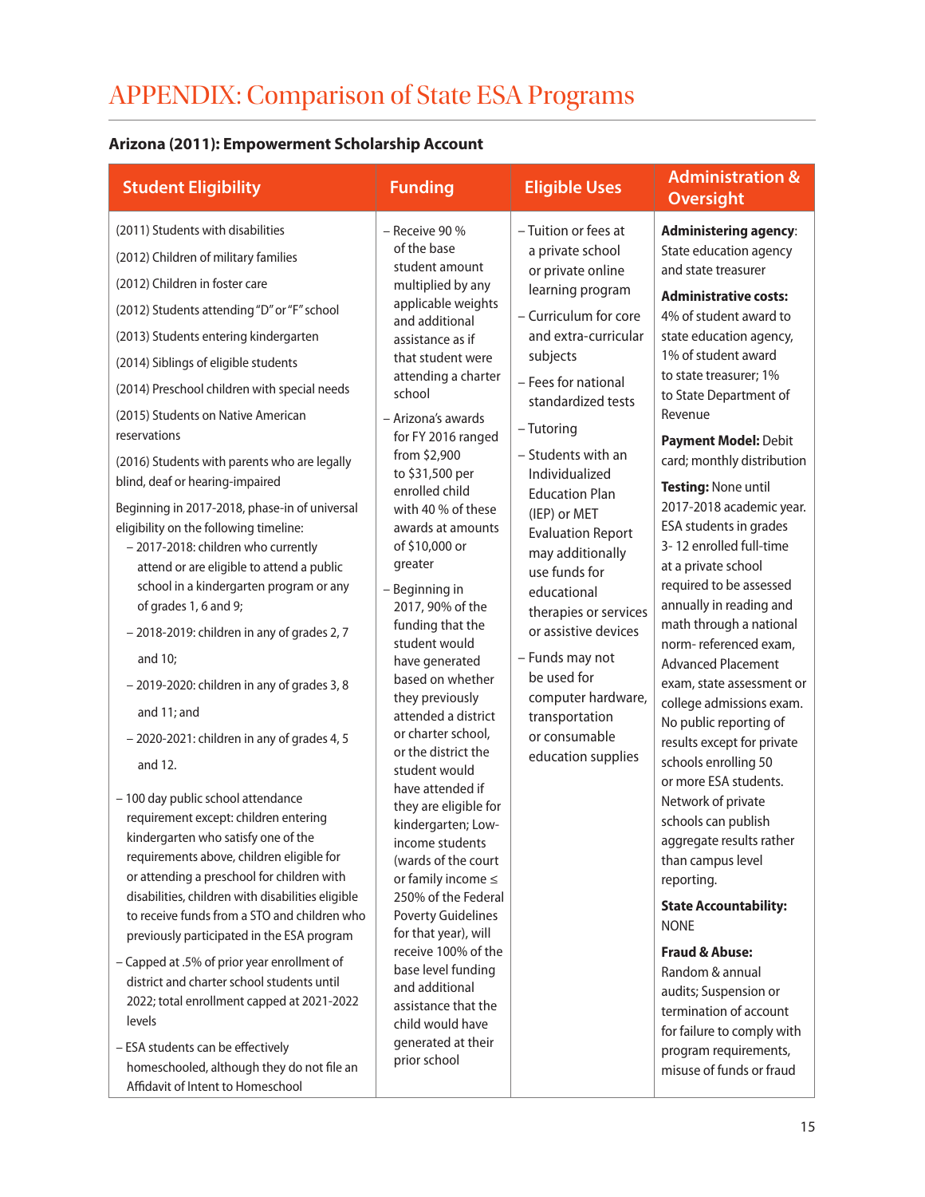# APPENDIX: Comparison of State ESA Programs

**Arizona (2011): Empowerment Scholarship Account**

| Student Eligibility | Funding | Eligible Uses | Administration & Oversight |
|---|---|---|---|
| (2011) Students with disabilities<br>(2012) Children of military families<br>(2012) Children in foster care<br>(2012) Students attending "D" or "F" school<br>(2013) Students entering kindergarten<br>(2014) Siblings of eligible students<br>(2014) Preschool children with special needs<br>(2015) Students on Native American reservations<br>(2016) Students with parents who are legally blind, deaf or hearing-impaired<br>Beginning in 2017-2018, phase-in of universal eligibility on the following timeline:<br>– 2017-2018: children who currently attend or are eligible to attend a public school in a kindergarten program or any of grades 1, 6 and 9;<br>– 2018-2019: children in any of grades 2, 7 and 10;<br>– 2019-2020: children in any of grades 3, 8 and 11; and<br>– 2020-2021: children in any of grades 4, 5 and 12.<br>– 100 day public school attendance requirement except: children entering kindergarten who satisfy one of the requirements above, children eligible for or attending a preschool for children with disabilities, children with disabilities eligible to receive funds from a STO and children who previously participated in the ESA program<br>– Capped at .5% of prior year enrollment of district and charter school students until 2022; total enrollment capped at 2021-2022 levels<br>– ESA students can be effectively homeschooled, although they do not file an Affidavit of Intent to Homeschool | – Receive 90 % of the base student amount multiplied by any applicable weights and additional assistance as if that student were attending a charter school<br>– Arizona's awards for FY 2016 ranged from $2,900 to $31,500 per enrolled child with 40 % of these awards at amounts of $10,000 or greater<br>– Beginning in 2017, 90% of the funding that the student would have generated based on whether they previously attended a district or charter school, or the district the student would have attended if they are eligible for kindergarten; Low-income students (wards of the court or family income ≤ 250% of the Federal Poverty Guidelines for that year), will receive 100% of the base level funding and additional assistance that the child would have generated at their prior school | – Tuition or fees at a private school or private online learning program<br>– Curriculum for core and extra-curricular subjects<br>– Fees for national standardized tests<br>– Tutoring<br>– Students with an Individualized Education Plan (IEP) or MET Evaluation Report may additionally use funds for educational therapies or services or assistive devices<br>– Funds may not be used for computer hardware, transportation or consumable education supplies | **Administering agency**: State education agency and state treasurer<br>**Administrative costs:** 4% of student award to state education agency, 1% of student award to state treasurer; 1% to State Department of Revenue<br>**Payment Model:** Debit card; monthly distribution<br>**Testing:** None until 2017-2018 academic year. ESA students in grades 3- 12 enrolled full-time at a private school required to be assessed annually in reading and math through a national norm- referenced exam, Advanced Placement exam, state assessment or college admissions exam. No public reporting of results except for private schools enrolling 50 or more ESA students. Network of private schools can publish aggregate results rather than campus level reporting.<br>**State Accountability:** NONE<br>**Fraud & Abuse:** Random & annual audits; Suspension or termination of account for failure to comply with program requirements, misuse of funds or fraud |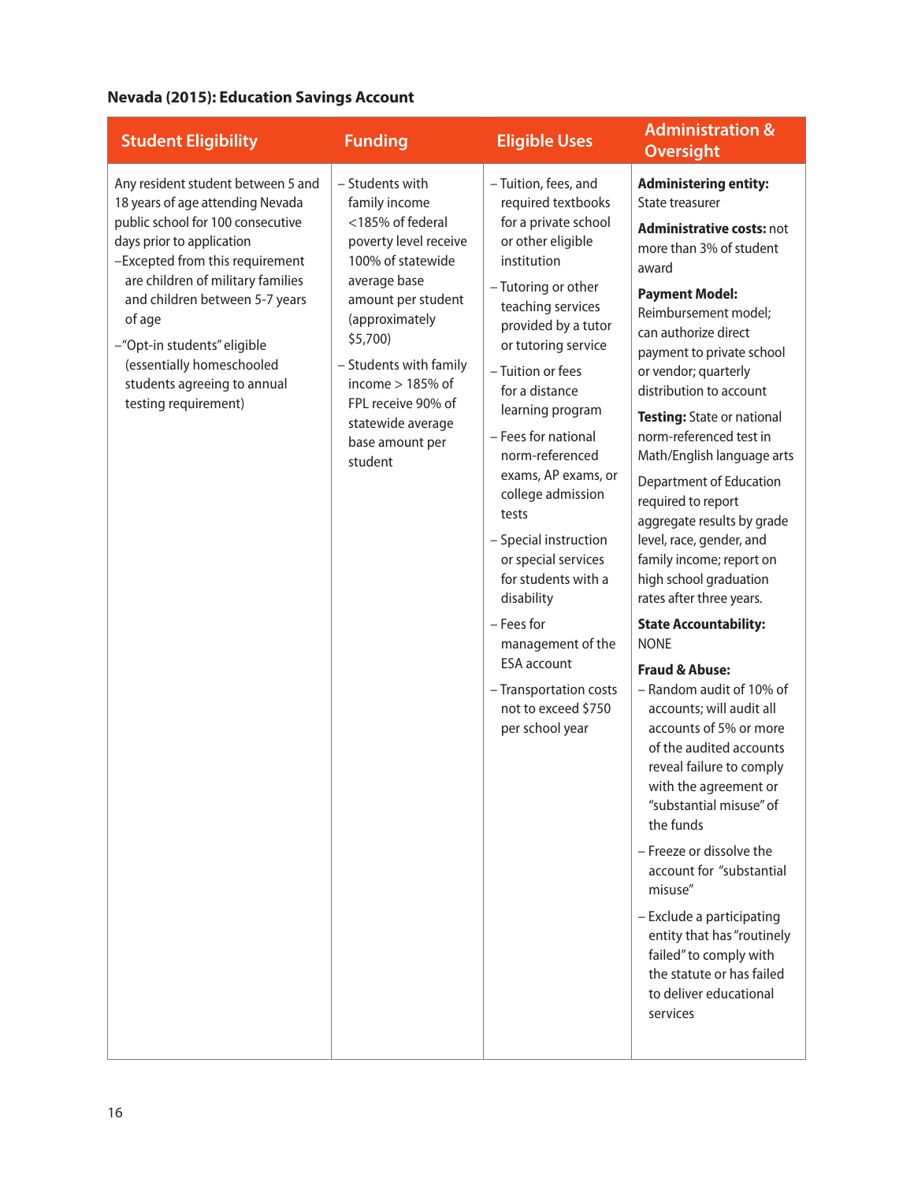**Nevada (2015): Education Savings Account**

| Student Eligibility | Funding | Eligible Uses | Administration & Oversight |
|---|---|---|---|
| Any resident student between 5 and 18 years of age attending Nevada public school for 100 consecutive days prior to application<br>–Excepted from this requirement are children of military families and children between 5-7 years of age<br>–"Opt-in students" eligible (essentially homeschooled students agreeing to annual testing requirement) | – Students with family income <185% of federal poverty level receive 100% of statewide average base amount per student (approximately $5,700)<br>– Students with family income > 185% of FPL receive 90% of statewide average base amount per student | – Tuition, fees, and required textbooks for a private school or other eligible institution<br>– Tutoring or other teaching services provided by a tutor or tutoring service<br>– Tuition or fees for a distance learning program<br>– Fees for national norm-referenced exams, AP exams, or college admission tests<br>– Special instruction or special services for students with a disability<br>– Fees for management of the ESA account<br>– Transportation costs not to exceed $750 per school year | **Administering entity:** State treasurer<br>**Administrative costs:** not more than 3% of student award<br>**Payment Model:** Reimbursement model; can authorize direct payment to private school or vendor; quarterly distribution to account<br>**Testing:** State or national norm-referenced test in Math/English language arts<br>Department of Education required to report aggregate results by grade level, race, gender, and family income; report on high school graduation rates after three years.<br>**State Accountability:** NONE<br>**Fraud & Abuse:**<br>– Random audit of 10% of accounts; will audit all accounts of 5% or more of the audited accounts reveal failure to comply with the agreement or "substantial misuse" of the funds<br>– Freeze or dissolve the account for "substantial misuse"<br>– Exclude a participating entity that has "routinely failed" to comply with the statute or has failed to deliver educational services |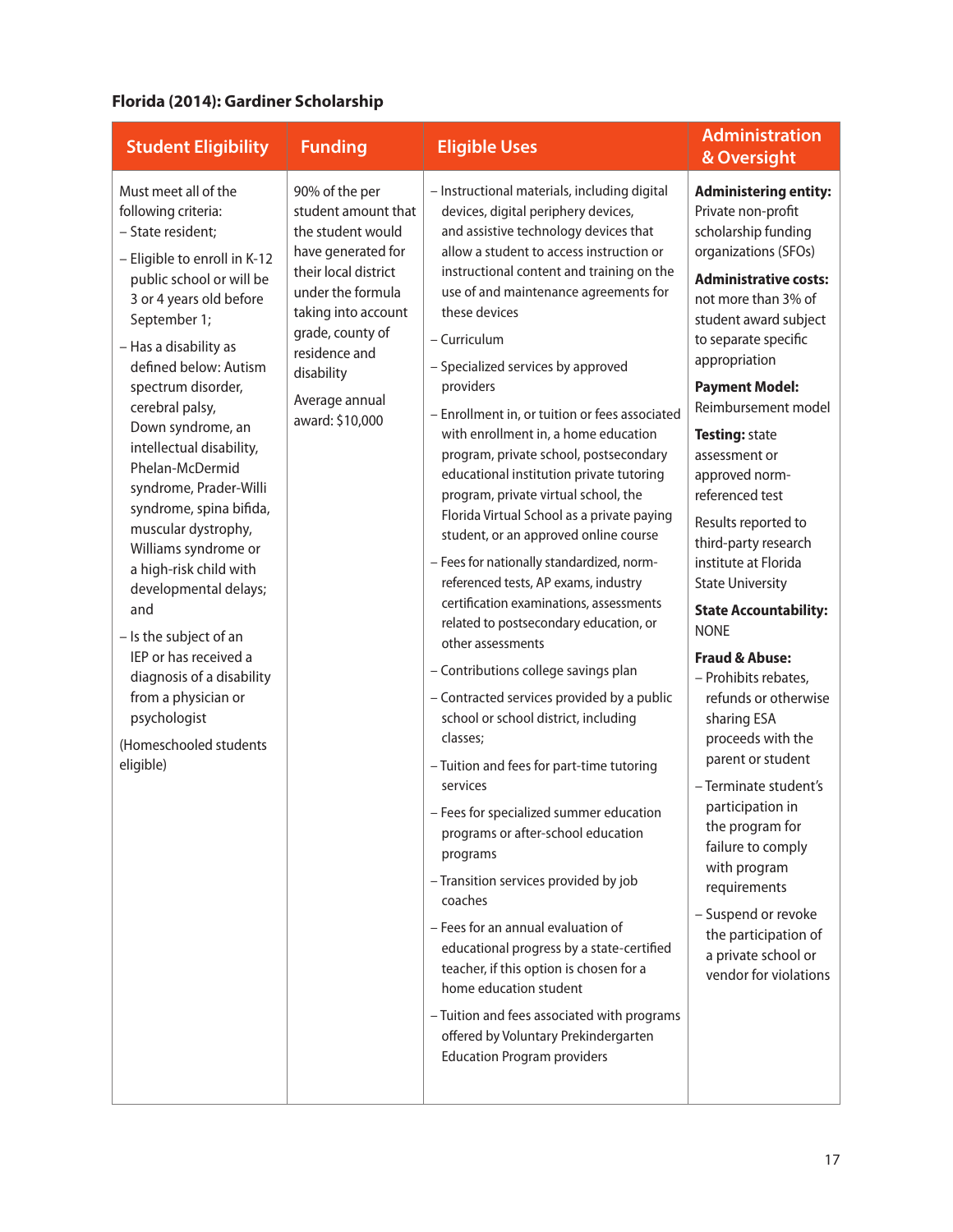### Florida (2014): Gardiner Scholarship

| Student Eligibility | Funding | Eligible Uses | Administration & Oversight |
|---|---|---|---|
| Must meet all of the following criteria:<br>– State resident;<br>– Eligible to enroll in K-12 public school or will be 3 or 4 years old before September 1;<br>– Has a disability as defined below: Autism spectrum disorder, cerebral palsy, Down syndrome, an intellectual disability, Phelan-McDermid syndrome, Prader-Willi syndrome, spina bifida, muscular dystrophy, Williams syndrome or a high-risk child with developmental delays; and<br>– Is the subject of an IEP or has received a diagnosis of a disability from a physician or psychologist<br>(Homeschooled students eligible) | 90% of the per student amount that the student would have generated for their local district under the formula taking into account grade, county of residence and disability<br>Average annual award: $10,000 | – Instructional materials, including digital devices, digital periphery devices, and assistive technology devices that allow a student to access instruction or instructional content and training on the use of and maintenance agreements for these devices<br>– Curriculum<br>– Specialized services by approved providers<br>– Enrollment in, or tuition or fees associated with enrollment in, a home education program, private school, postsecondary educational institution private tutoring program, private virtual school, the Florida Virtual School as a private paying student, or an approved online course<br>– Fees for nationally standardized, norm-referenced tests, AP exams, industry certification examinations, assessments related to postsecondary education, or other assessments<br>– Contributions college savings plan<br>– Contracted services provided by a public school or school district, including classes;<br>– Tuition and fees for part-time tutoring services<br>– Fees for specialized summer education programs or after-school education programs<br>– Transition services provided by job coaches<br>– Fees for an annual evaluation of educational progress by a state-certified teacher, if this option is chosen for a home education student<br>– Tuition and fees associated with programs offered by Voluntary Prekindergarten Education Program providers | **Administering entity:** Private non-profit scholarship funding organizations (SFOs)<br>**Administrative costs:** not more than 3% of student award subject to separate specific appropriation<br>**Payment Model:** Reimbursement model<br>**Testing:** state assessment or approved norm-referenced test<br>Results reported to third-party research institute at Florida State University<br>**State Accountability:** NONE<br>**Fraud & Abuse:**<br>– Prohibits rebates, refunds or otherwise sharing ESA proceeds with the parent or student<br>– Terminate student's participation in the program for failure to comply with program requirements<br>– Suspend or revoke the participation of a private school or vendor for violations |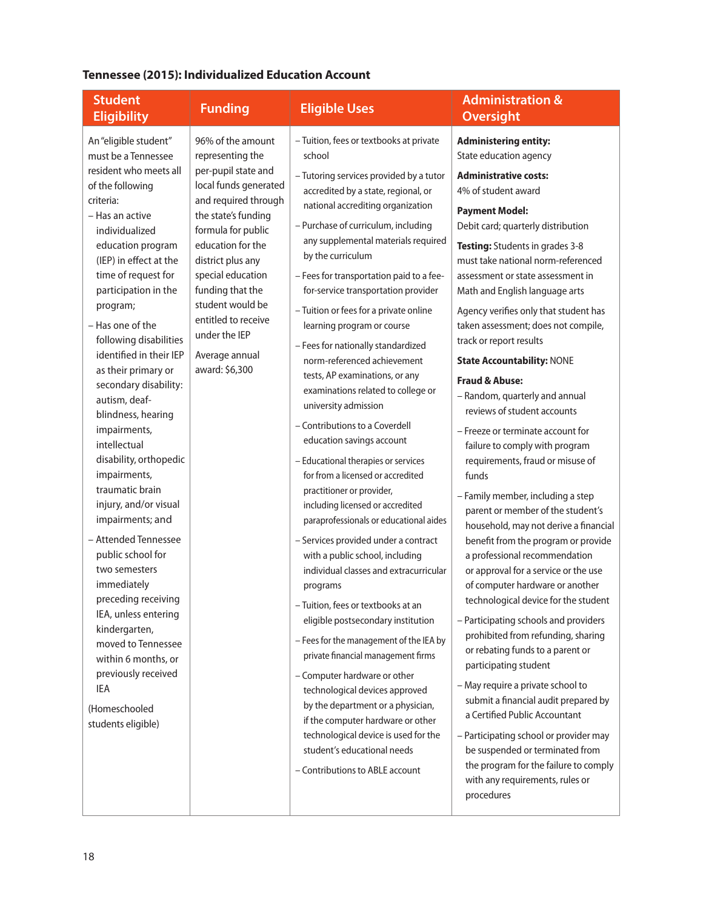**Tennessee (2015): Individualized Education Account**

| Student Eligibility | Funding | Eligible Uses | Administration & Oversight |
|---|---|---|---|
| An "eligible student" must be a Tennessee resident who meets all of the following criteria:<br>– Has an active individualized education program (IEP) in effect at the time of request for participation in the program;<br>– Has one of the following disabilities identified in their IEP as their primary or secondary disability: autism, deaf-blindness, hearing impairments, intellectual disability, orthopedic impairments, traumatic brain injury, and/or visual impairments; and<br>– Attended Tennessee public school for two semesters immediately preceding receiving IEA, unless entering kindergarten, moved to Tennessee within 6 months, or previously received IEA<br><br>(Homeschooled students eligible) | 96% of the amount representing the per-pupil state and local funds generated and required through the state's funding formula for public education for the district plus any special education funding that the student would be entitled to receive under the IEP<br><br>Average annual award: $6,300 | – Tuition, fees or textbooks at private school<br>– Tutoring services provided by a tutor accredited by a state, regional, or national accrediting organization<br>– Purchase of curriculum, including any supplemental materials required by the curriculum<br>– Fees for transportation paid to a fee-for-service transportation provider<br>– Tuition or fees for a private online learning program or course<br>– Fees for nationally standardized norm-referenced achievement tests, AP examinations, or any examinations related to college or university admission<br>– Contributions to a Coverdell education savings account<br>– Educational therapies or services for from a licensed or accredited practitioner or provider, including licensed or accredited paraprofessionals or educational aides<br>– Services provided under a contract with a public school, including individual classes and extracurricular programs<br>– Tuition, fees or textbooks at an eligible postsecondary institution<br>– Fees for the management of the IEA by private financial management firms<br>– Computer hardware or other technological devices approved by the department or a physician, if the computer hardware or other technological device is used for the student's educational needs<br>– Contributions to ABLE account | **Administering entity:** State education agency<br><br>**Administrative costs:** 4% of student award<br><br>**Payment Model:** Debit card; quarterly distribution<br><br>**Testing:** Students in grades 3-8 must take national norm-referenced assessment or state assessment in Math and English language arts<br><br>Agency verifies only that student has taken assessment; does not compile, track or report results<br><br>**State Accountability:** NONE<br><br>**Fraud & Abuse:**<br>– Random, quarterly and annual reviews of student accounts<br>– Freeze or terminate account for failure to comply with program requirements, fraud or misuse of funds<br>– Family member, including a step parent or member of the student's household, may not derive a financial benefit from the program or provide a professional recommendation or approval for a service or the use of computer hardware or another technological device for the student<br>– Participating schools and providers prohibited from refunding, sharing or rebating funds to a parent or participating student<br>– May require a private school to submit a financial audit prepared by a Certified Public Accountant<br>– Participating school or provider may be suspended or terminated from the program for the failure to comply with any requirements, rules or procedures |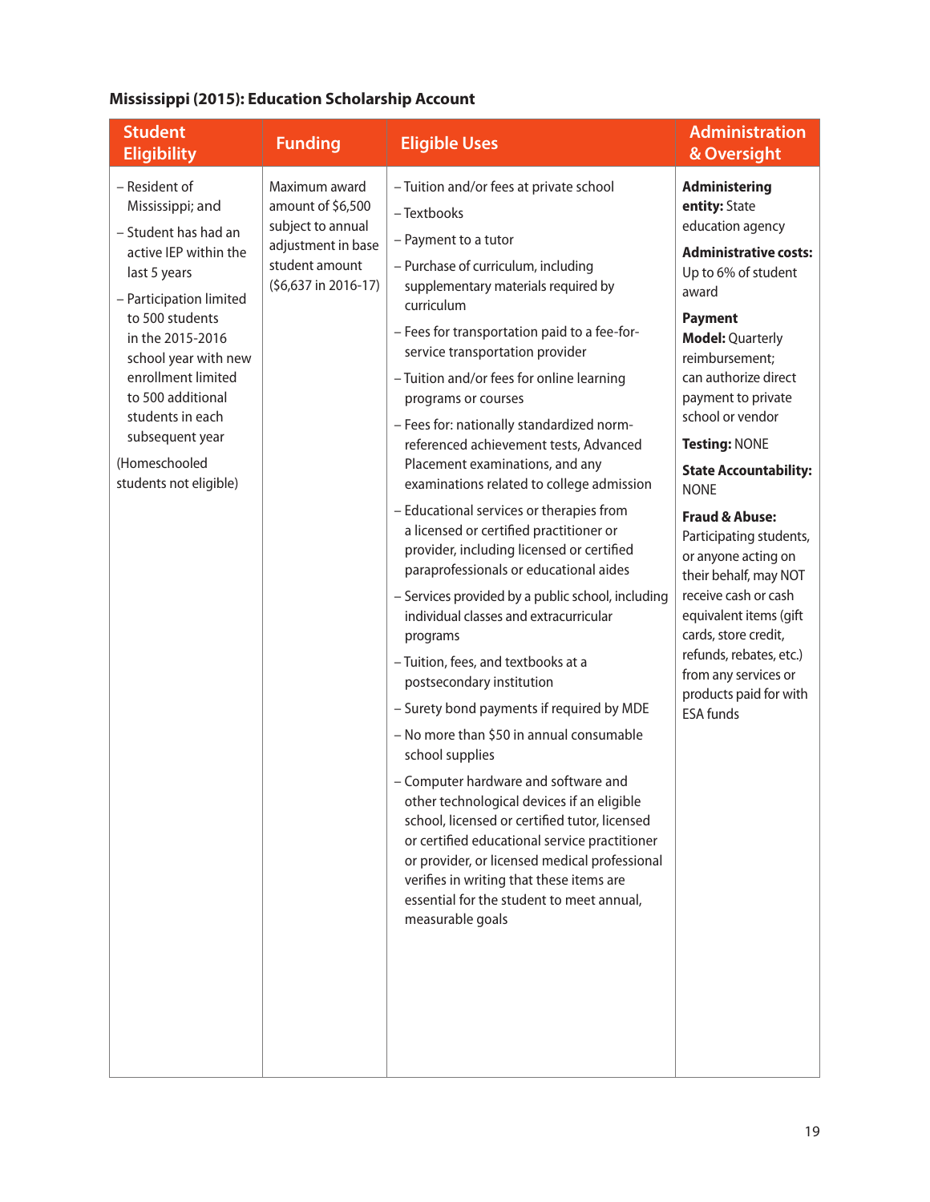**Mississippi (2015): Education Scholarship Account**

| Student Eligibility | Funding | Eligible Uses | Administration & Oversight |
|---|---|---|---|
| – Resident of Mississippi; and<br>– Student has had an active IEP within the last 5 years<br>– Participation limited to 500 students in the 2015-2016 school year with new enrollment limited to 500 additional students in each subsequent year<br>(Homeschooled students not eligible) | Maximum award amount of $6,500 subject to annual adjustment in base student amount ($6,637 in 2016-17) | – Tuition and/or fees at private school<br>– Textbooks<br>– Payment to a tutor<br>– Purchase of curriculum, including supplementary materials required by curriculum<br>– Fees for transportation paid to a fee-for-service transportation provider<br>– Tuition and/or fees for online learning programs or courses<br>– Fees for: nationally standardized norm-referenced achievement tests, Advanced Placement examinations, and any examinations related to college admission<br>– Educational services or therapies from a licensed or certified practitioner or provider, including licensed or certified paraprofessionals or educational aides<br>– Services provided by a public school, including individual classes and extracurricular programs<br>– Tuition, fees, and textbooks at a postsecondary institution<br>– Surety bond payments if required by MDE<br>– No more than $50 in annual consumable school supplies<br>– Computer hardware and software and other technological devices if an eligible school, licensed or certified tutor, licensed or certified educational service practitioner or provider, or licensed medical professional verifies in writing that these items are essential for the student to meet annual, measurable goals | **Administering entity:** State education agency<br>**Administrative costs:** Up to 6% of student award<br>**Payment Model:** Quarterly reimbursement; can authorize direct payment to private school or vendor<br>**Testing:** NONE<br>**State Accountability:** NONE<br>**Fraud & Abuse:** Participating students, or anyone acting on their behalf, may NOT receive cash or cash equivalent items (gift cards, store credit, refunds, rebates, etc.) from any services or products paid for with ESA funds |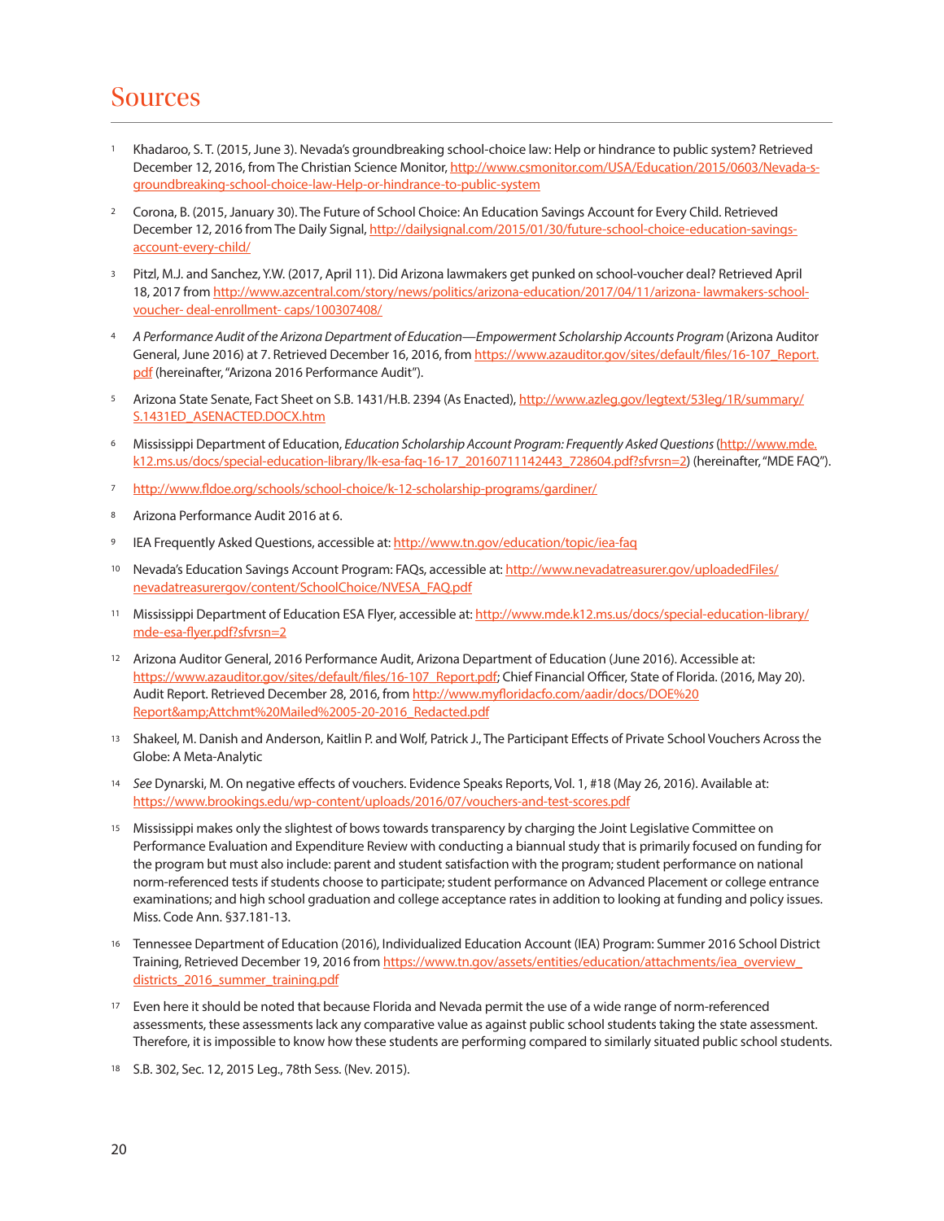# Sources

1. Khadaroo, S. T. (2015, June 3). Nevada's groundbreaking school-choice law: Help or hindrance to public system? Retrieved December 12, 2016, from The Christian Science Monitor, http://www.csmonitor.com/USA/Education/2015/0603/Nevada-s-groundbreaking-school-choice-law-Help-or-hindrance-to-public-system

2. Corona, B. (2015, January 30). The Future of School Choice: An Education Savings Account for Every Child. Retrieved December 12, 2016 from The Daily Signal, http://dailysignal.com/2015/01/30/future-school-choice-education-savings-account-every-child/

3. Pitzl, M.J. and Sanchez, Y.W. (2017, April 11). Did Arizona lawmakers get punked on school-voucher deal? Retrieved April 18, 2017 from http://www.azcentral.com/story/news/politics/arizona-education/2017/04/11/arizona- lawmakers-school-voucher- deal-enrollment- caps/100307408/

4. *A Performance Audit of the Arizona Department of Education—Empowerment Scholarship Accounts Program* (Arizona Auditor General, June 2016) at 7. Retrieved December 16, 2016, from https://www.azauditor.gov/sites/default/files/16-107_Report.pdf (hereinafter, "Arizona 2016 Performance Audit").

5. Arizona State Senate, Fact Sheet on S.B. 1431/H.B. 2394 (As Enacted), http://www.azleg.gov/legtext/53leg/1R/summary/S.1431ED_ASENACTED.DOCX.htm

6. Mississippi Department of Education, *Education Scholarship Account Program: Frequently Asked Questions* (http://www.mde.k12.ms.us/docs/special-education-library/lk-esa-faq-16-17_20160711142443_728604.pdf?sfvrsn=2) (hereinafter, "MDE FAQ").

7. http://www.fldoe.org/schools/school-choice/k-12-scholarship-programs/gardiner/

8. Arizona Performance Audit 2016 at 6.

9. IEA Frequently Asked Questions, accessible at: http://www.tn.gov/education/topic/iea-faq

10. Nevada's Education Savings Account Program: FAQs, accessible at: http://www.nevadatreasurer.gov/uploadedFiles/nevadatreasurergov/content/SchoolChoice/NVESA_FAQ.pdf

11. Mississippi Department of Education ESA Flyer, accessible at: http://www.mde.k12.ms.us/docs/special-education-library/mde-esa-flyer.pdf?sfvrsn=2

12. Arizona Auditor General, 2016 Performance Audit, Arizona Department of Education (June 2016). Accessible at: https://www.azauditor.gov/sites/default/files/16-107_Report.pdf; Chief Financial Officer, State of Florida. (2016, May 20). Audit Report. Retrieved December 28, 2016, from http://www.myfloridacfo.com/aadir/docs/DOE%20Report&amp;Attchmt%20Mailed%2005-20-2016_Redacted.pdf

13. Shakeel, M. Danish and Anderson, Kaitlin P. and Wolf, Patrick J., The Participant Effects of Private School Vouchers Across the Globe: A Meta-Analytic

14. *See* Dynarski, M. On negative effects of vouchers. Evidence Speaks Reports, Vol. 1, #18 (May 26, 2016). Available at: https://www.brookings.edu/wp-content/uploads/2016/07/vouchers-and-test-scores.pdf

15. Mississippi makes only the slightest of bows towards transparency by charging the Joint Legislative Committee on Performance Evaluation and Expenditure Review with conducting a biannual study that is primarily focused on funding for the program but must also include: parent and student satisfaction with the program; student performance on national norm-referenced tests if students choose to participate; student performance on Advanced Placement or college entrance examinations; and high school graduation and college acceptance rates in addition to looking at funding and policy issues. Miss. Code Ann. §37.181-13.

16. Tennessee Department of Education (2016), Individualized Education Account (IEA) Program: Summer 2016 School District Training, Retrieved December 19, 2016 from https://www.tn.gov/assets/entities/education/attachments/iea_overview_districts_2016_summer_training.pdf

17. Even here it should be noted that because Florida and Nevada permit the use of a wide range of norm-referenced assessments, these assessments lack any comparative value as against public school students taking the state assessment. Therefore, it is impossible to know how these students are performing compared to similarly situated public school students.

18. S.B. 302, Sec. 12, 2015 Leg., 78th Sess. (Nev. 2015).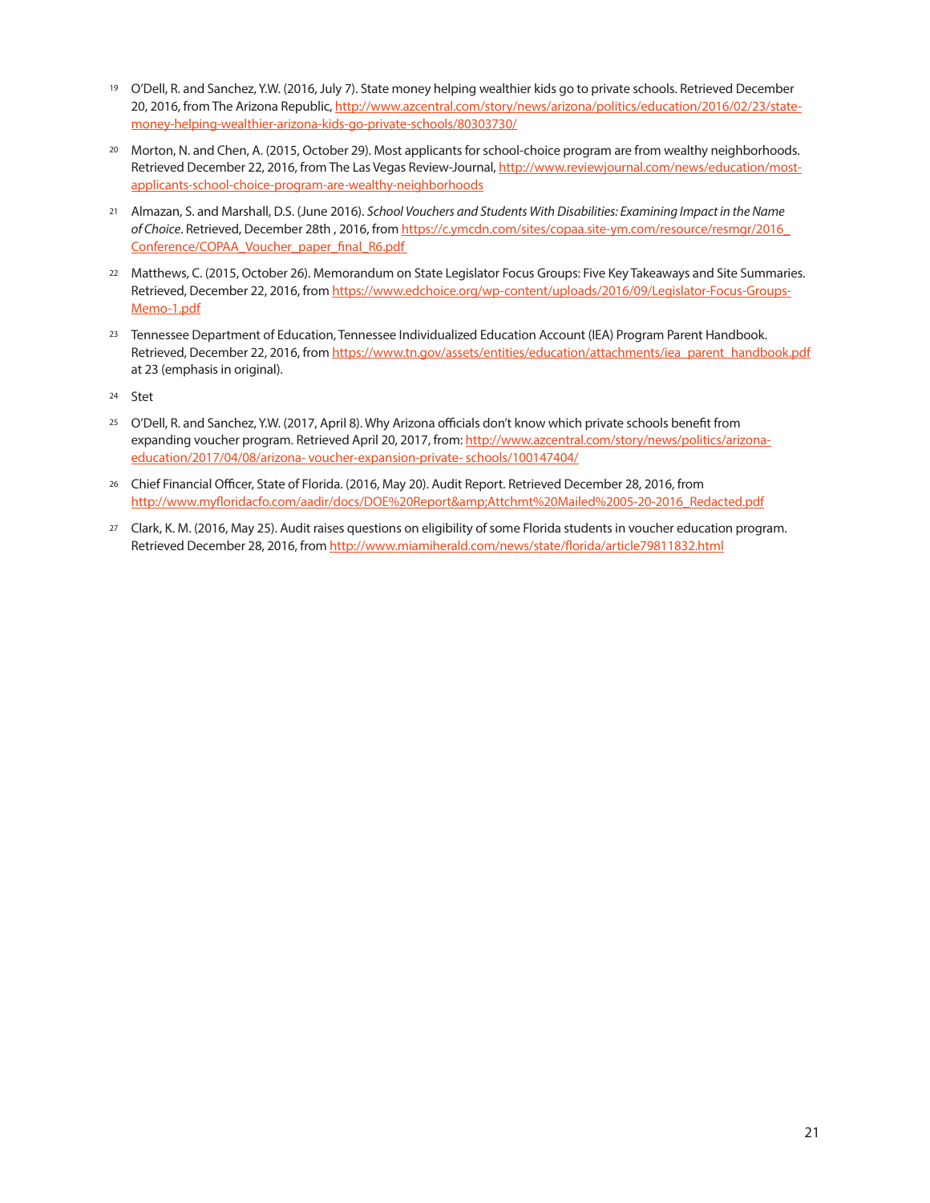19 O'Dell, R. and Sanchez, Y.W. (2016, July 7). State money helping wealthier kids go to private schools. Retrieved December 20, 2016, from The Arizona Republic, http://www.azcentral.com/story/news/arizona/politics/education/2016/02/23/state-money-helping-wealthier-arizona-kids-go-private-schools/80303730/

20 Morton, N. and Chen, A. (2015, October 29). Most applicants for school-choice program are from wealthy neighborhoods. Retrieved December 22, 2016, from The Las Vegas Review-Journal, http://www.reviewjournal.com/news/education/most-applicants-school-choice-program-are-wealthy-neighborhoods

21 Almazan, S. and Marshall, D.S. (June 2016). *School Vouchers and Students With Disabilities: Examining Impact in the Name of Choice*. Retrieved, December 28th , 2016, from https://c.ymcdn.com/sites/copaa.site-ym.com/resource/resmgr/2016_Conference/COPAA_Voucher_paper_final_R6.pdf

22 Matthews, C. (2015, October 26). Memorandum on State Legislator Focus Groups: Five Key Takeaways and Site Summaries. Retrieved, December 22, 2016, from https://www.edchoice.org/wp-content/uploads/2016/09/Legislator-Focus-Groups-Memo-1.pdf

23 Tennessee Department of Education, Tennessee Individualized Education Account (IEA) Program Parent Handbook. Retrieved, December 22, 2016, from https://www.tn.gov/assets/entities/education/attachments/iea_parent_handbook.pdf at 23 (emphasis in original).

24 Stet

25 O'Dell, R. and Sanchez, Y.W. (2017, April 8). Why Arizona officials don't know which private schools benefit from expanding voucher program. Retrieved April 20, 2017, from: http://www.azcentral.com/story/news/politics/arizona-education/2017/04/08/arizona- voucher-expansion-private- schools/100147404/

26 Chief Financial Officer, State of Florida. (2016, May 20). Audit Report. Retrieved December 28, 2016, from http://www.myfloridacfo.com/aadir/docs/DOE%20Report&amp;Attchmt%20Mailed%2005-20-2016_Redacted.pdf

27 Clark, K. M. (2016, May 25). Audit raises questions on eligibility of some Florida students in voucher education program. Retrieved December 28, 2016, from http://www.miamiherald.com/news/state/florida/article79811832.html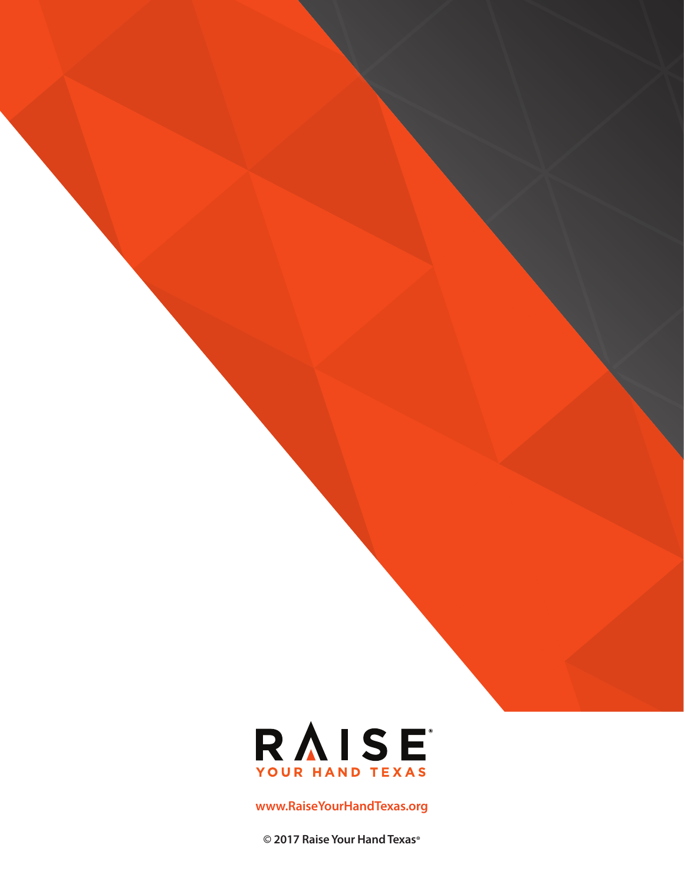RAISE®

YOUR HAND TEXAS

www.RaiseYourHandTexas.org

© 2017 Raise Your Hand Texas®